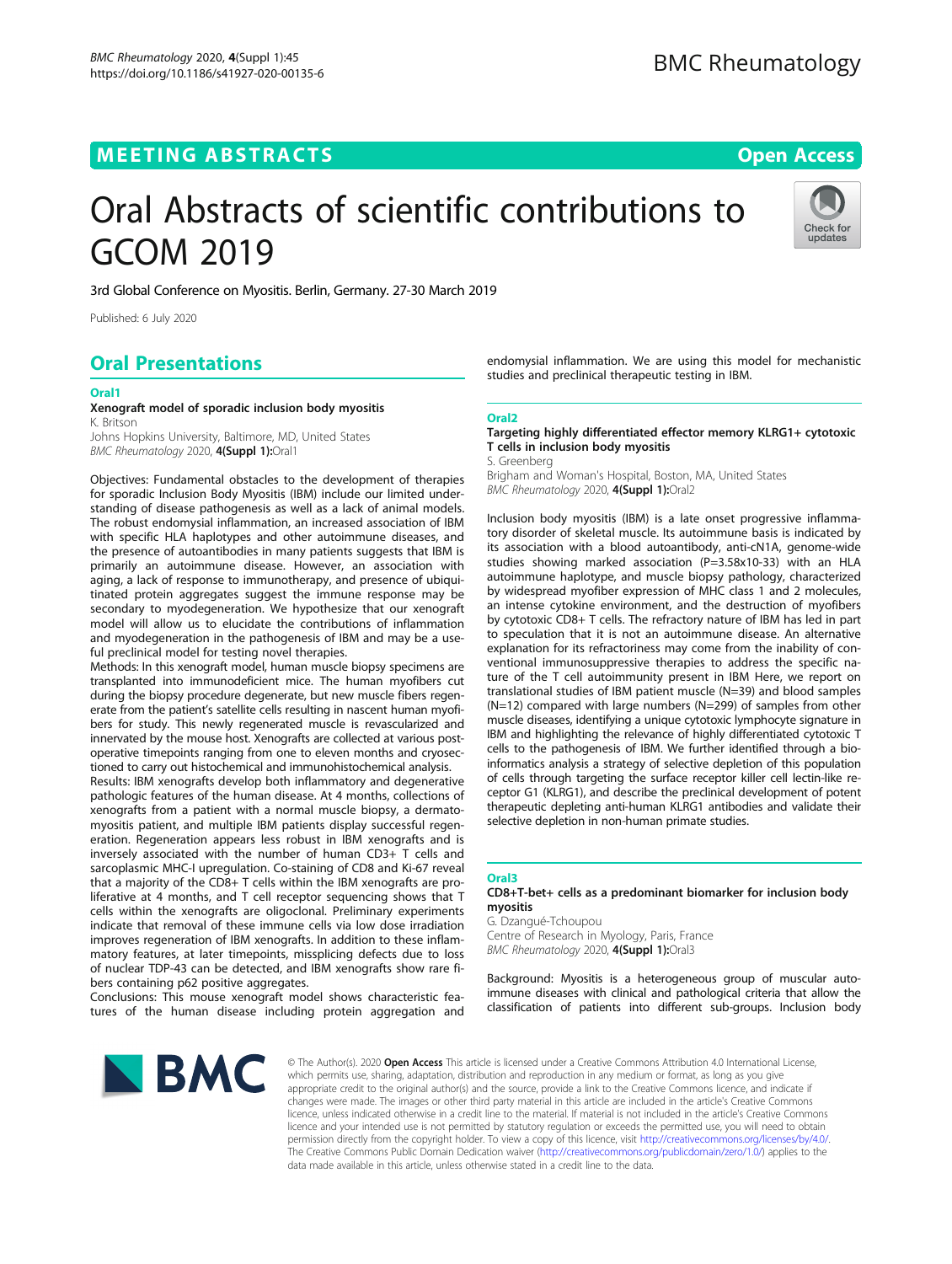MEETING ABSTRACTS

Open Access

# Oral Abstracts of scientific contributions to GCOM 2019

3rd Global Conference on Myositis. Berlin, Germany. 27-30 March 2019

Published: 6 July 2020

## Oral Presentations

### Oral1

**Xenograft model of sporadic inclusion body myositis**

K. Britson

Johns Hopkins University, Baltimore, MD, United States

*BMC Rheumatology* 2020, **4(Suppl 1):**Oral1

Objectives: Fundamental obstacles to the development of therapies for sporadic Inclusion Body Myositis (IBM) include our limited understanding of disease pathogenesis as well as a lack of animal models. The robust endomysial inflammation, an increased association of IBM with specific HLA haplotypes and other autoimmune diseases, and the presence of autoantibodies in many patients suggests that IBM is primarily an autoimmune disease. However, an association with aging, a lack of response to immunotherapy, and presence of ubiquitinated protein aggregates suggest the immune response may be secondary to myodegeneration. We hypothesize that our xenograft model will allow us to elucidate the contributions of inflammation and myodegeneration in the pathogenesis of IBM and may be a useful preclinical model for testing novel therapies.

Methods: In this xenograft model, human muscle biopsy specimens are transplanted into immunodeficient mice. The human myofibers cut during the biopsy procedure degenerate, but new muscle fibers regenerate from the patient's satellite cells resulting in nascent human myofibers for study. This newly regenerated muscle is revascularized and innervated by the mouse host. Xenografts are collected at various post-operative timepoints ranging from one to eleven months and cryosectioned to carry out histochemical and immunohistochemical analysis.

Results: IBM xenografts develop both inflammatory and degenerative pathologic features of the human disease. At 4 months, collections of xenografts from a patient with a normal muscle biopsy, a dermatomyositis patient, and multiple IBM patients display successful regeneration. Regeneration appears less robust in IBM xenografts and is inversely associated with the number of human CD3+ T cells and sarcoplasmic MHC-I upregulation. Co-staining of CD8 and Ki-67 reveal that a majority of the CD8+ T cells within the IBM xenografts are proliferative at 4 months, and T cell receptor sequencing shows that T cells within the xenografts are oligoclonal. Preliminary experiments indicate that removal of these immune cells via low dose irradiation improves regeneration of IBM xenografts. In addition to these inflammatory features, at later timepoints, missplicing defects due to loss of nuclear TDP-43 can be detected, and IBM xenografts show rare fibers containing p62 positive aggregates.

Conclusions: This mouse xenograft model shows characteristic features of the human disease including protein aggregation and endomysial inflammation. We are using this model for mechanistic studies and preclinical therapeutic testing in IBM.

### Oral2

**Targeting highly differentiated effector memory KLRG1+ cytotoxic T cells in inclusion body myositis**

S. Greenberg

Brigham and Woman's Hospital, Boston, MA, United States

*BMC Rheumatology* 2020, **4(Suppl 1):**Oral2

Inclusion body myositis (IBM) is a late onset progressive inflammatory disorder of skeletal muscle. Its autoimmune basis is indicated by its association with a blood autoantibody, anti-cN1A, genome-wide studies showing marked association (P=3.58x10-33) with an HLA autoimmune haplotype, and muscle biopsy pathology, characterized by widespread myofiber expression of MHC class 1 and 2 molecules, an intense cytokine environment, and the destruction of myofibers by cytotoxic CD8+ T cells. The refractory nature of IBM has led in part to speculation that it is not an autoimmune disease. An alternative explanation for its refractoriness may come from the inability of conventional immunosuppressive therapies to address the specific nature of the T cell autoimmunity present in IBM Here, we report on translational studies of IBM patient muscle (N=39) and blood samples (N=12) compared with large numbers (N=299) of samples from other muscle diseases, identifying a unique cytotoxic lymphocyte signature in IBM and highlighting the relevance of highly differentiated cytotoxic T cells to the pathogenesis of IBM. We further identified through a bioinformatics analysis a strategy of selective depletion of this population of cells through targeting the surface receptor killer cell lectin-like receptor G1 (KLRG1), and describe the preclinical development of potent therapeutic depleting anti-human KLRG1 antibodies and validate their selective depletion in non-human primate studies.

### Oral3

**CD8+T-bet+ cells as a predominant biomarker for inclusion body myositis**

G. Dzangué-Tchoupou

Centre of Research in Myology, Paris, France

*BMC Rheumatology* 2020, **4(Suppl 1):**Oral3

Background: Myositis is a heterogeneous group of muscular autoimmune diseases with clinical and pathological criteria that allow the classification of patients into different sub-groups. Inclusion body

© The Author(s). 2020 **Open Access** This article is licensed under a Creative Commons Attribution 4.0 International License, which permits use, sharing, adaptation, distribution and reproduction in any medium or format, as long as you give appropriate credit to the original author(s) and the source, provide a link to the Creative Commons licence, and indicate if changes were made. The images or other third party material in this article are included in the article's Creative Commons licence, unless indicated otherwise in a credit line to the material. If material is not included in the article's Creative Commons licence and your intended use is not permitted by statutory regulation or exceeds the permitted use, you will need to obtain permission directly from the copyright holder. To view a copy of this licence, visit http://creativecommons.org/licenses/by/4.0/. The Creative Commons Public Domain Dedication waiver (http://creativecommons.org/publicdomain/zero/1.0/) applies to the data made available in this article, unless otherwise stated in a credit line to the data.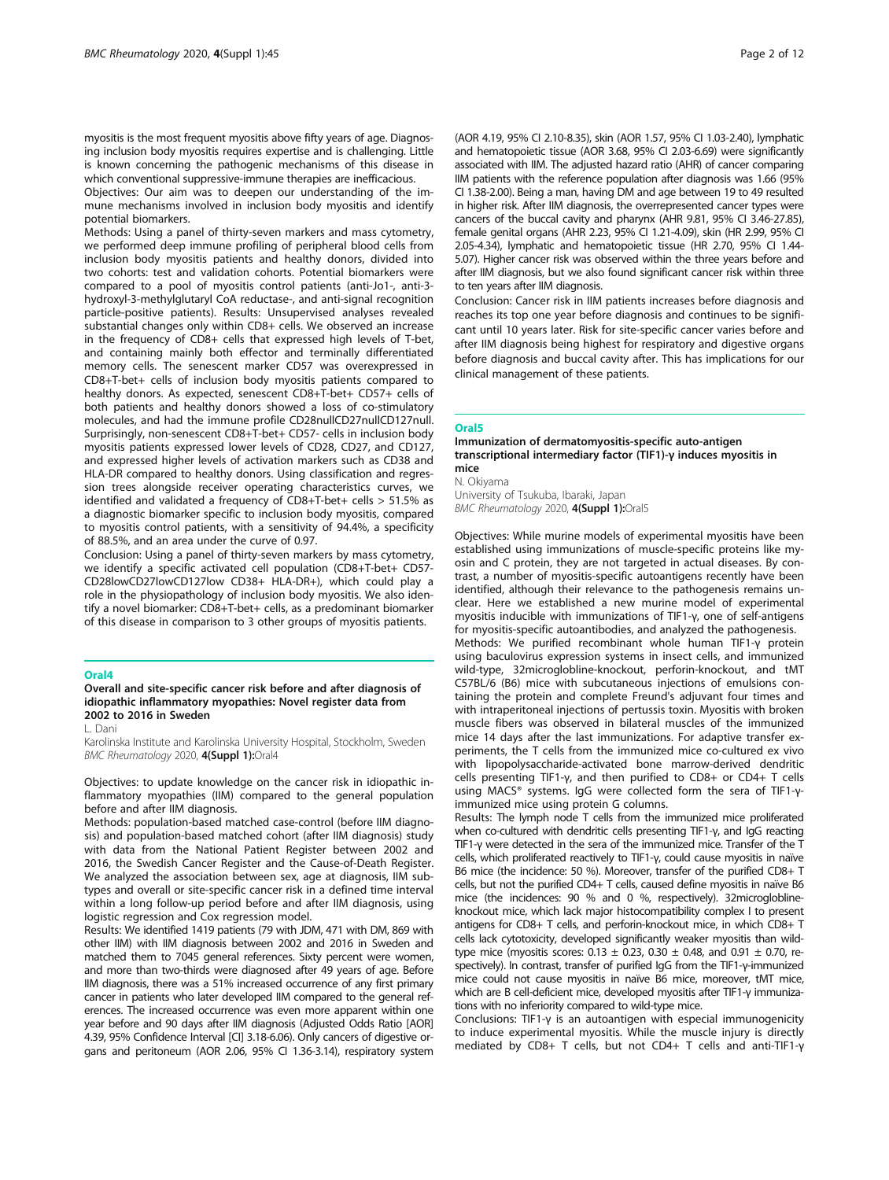myositis is the most frequent myositis above fifty years of age. Diagnosing inclusion body myositis requires expertise and is challenging. Little is known concerning the pathogenic mechanisms of this disease in which conventional suppressive-immune therapies are inefficacious.

Objectives: Our aim was to deepen our understanding of the immune mechanisms involved in inclusion body myositis and identify potential biomarkers.

Methods: Using a panel of thirty-seven markers and mass cytometry, we performed deep immune profiling of peripheral blood cells from inclusion body myositis patients and healthy donors, divided into two cohorts: test and validation cohorts. Potential biomarkers were compared to a pool of myositis control patients (anti-Jo1-, anti-3-hydroxyl-3-methylglutaryl CoA reductase-, and anti-signal recognition particle-positive patients). Results: Unsupervised analyses revealed substantial changes only within CD8+ cells. We observed an increase in the frequency of CD8+ cells that expressed high levels of T-bet, and containing mainly both effector and terminally differentiated memory cells. The senescent marker CD57 was overexpressed in CD8+T-bet+ cells of inclusion body myositis patients compared to healthy donors. As expected, senescent CD8+T-bet+ CD57+ cells of both patients and healthy donors showed a loss of co-stimulatory molecules, and had the immune profile CD28nullCD27nullCD127null. Surprisingly, non-senescent CD8+T-bet+ CD57- cells in inclusion body myositis patients expressed lower levels of CD28, CD27, and CD127, and expressed higher levels of activation markers such as CD38 and HLA-DR compared to healthy donors. Using classification and regression trees alongside receiver operating characteristics curves, we identified and validated a frequency of CD8+T-bet+ cells > 51.5% as a diagnostic biomarker specific to inclusion body myositis, compared to myositis control patients, with a sensitivity of 94.4%, a specificity of 88.5%, and an area under the curve of 0.97.

Conclusion: Using a panel of thirty-seven markers by mass cytometry, we identify a specific activated cell population (CD8+T-bet+ CD57-CD28lowCD27lowCD127low CD38+ HLA-DR+), which could play a role in the physiopathology of inclusion body myositis. We also identify a novel biomarker: CD8+T-bet+ cells, as a predominant biomarker of this disease in comparison to 3 other groups of myositis patients.

## Oral4

### Overall and site-specific cancer risk before and after diagnosis of idiopathic inflammatory myopathies: Novel register data from 2002 to 2016 in Sweden

L. Dani

Karolinska Institute and Karolinska University Hospital, Stockholm, Sweden

*BMC Rheumatology* 2020, **4(Suppl 1):**Oral4

Objectives: to update knowledge on the cancer risk in idiopathic inflammatory myopathies (IIM) compared to the general population before and after IIM diagnosis.

Methods: population-based matched case-control (before IIM diagnosis) and population-based matched cohort (after IIM diagnosis) study with data from the National Patient Register between 2002 and 2016, the Swedish Cancer Register and the Cause-of-Death Register. We analyzed the association between sex, age at diagnosis, IIM subtypes and overall or site-specific cancer risk in a defined time interval within a long follow-up period before and after IIM diagnosis, using logistic regression and Cox regression model.

Results: We identified 1419 patients (79 with JDM, 471 with DM, 869 with other IIM) with IIM diagnosis between 2002 and 2016 in Sweden and matched them to 7045 general references. Sixty percent were women, and more than two-thirds were diagnosed after 49 years of age. Before IIM diagnosis, there was a 51% increased occurrence of any first primary cancer in patients who later developed IIM compared to the general references. The increased occurrence was even more apparent within one year before and 90 days after IIM diagnosis (Adjusted Odds Ratio [AOR] 4.39, 95% Confidence Interval [CI] 3.18-6.06). Only cancers of digestive organs and peritoneum (AOR 2.06, 95% CI 1.36-3.14), respiratory system (AOR 4.19, 95% CI 2.10-8.35), skin (AOR 1.57, 95% CI 1.03-2.40), lymphatic and hematopoietic tissue (AOR 3.68, 95% CI 2.03-6.69) were significantly associated with IIM. The adjusted hazard ratio (AHR) of cancer comparing IIM patients with the reference population after diagnosis was 1.66 (95% CI 1.38-2.00). Being a man, having DM and age between 19 to 49 resulted in higher risk. After IIM diagnosis, the overrepresented cancer types were cancers of the buccal cavity and pharynx (AHR 9.81, 95% CI 3.46-27.85), female genital organs (AHR 2.23, 95% CI 1.21-4.09), skin (HR 2.99, 95% CI 2.05-4.34), lymphatic and hematopoietic tissue (HR 2.70, 95% CI 1.44-5.07). Higher cancer risk was observed within the three years before and after IIM diagnosis, but we also found significant cancer risk within three to ten years after IIM diagnosis.

Conclusion: Cancer risk in IIM patients increases before diagnosis and reaches its top one year before diagnosis and continues to be significant until 10 years later. Risk for site-specific cancer varies before and after IIM diagnosis being highest for respiratory and digestive organs before diagnosis and buccal cavity after. This has implications for our clinical management of these patients.

## Oral5

### Immunization of dermatomyositis-specific auto-antigen transcriptional intermediary factor (TIF1)-γ induces myositis in mice

N. Okiyama

University of Tsukuba, Ibaraki, Japan

*BMC Rheumatology* 2020, **4(Suppl 1):**Oral5

Objectives: While murine models of experimental myositis have been established using immunizations of muscle-specific proteins like myosin and C protein, they are not targeted in actual diseases. By contrast, a number of myositis-specific autoantigens recently have been identified, although their relevance to the pathogenesis remains unclear. Here we established a new murine model of experimental myositis inducible with immunizations of TIF1-γ, one of self-antigens for myositis-specific autoantibodies, and analyzed the pathogenesis.

Methods: We purified recombinant whole human TIF1-γ protein using baculovirus expression systems in insect cells, and immunized wild-type, 32microglobline-knockout, perforin-knockout, and tMT C57BL/6 (B6) mice with subcutaneous injections of emulsions containing the protein and complete Freund's adjuvant four times and with intraperitoneal injections of pertussis toxin. Myositis with broken muscle fibers was observed in bilateral muscles of the immunized mice 14 days after the last immunizations. For adaptive transfer experiments, the T cells from the immunized mice co-cultured ex vivo with lipopolysaccharide-activated bone marrow-derived dendritic cells presenting TIF1-γ, and then purified to CD8+ or CD4+ T cells using MACS® systems. IgG were collected form the sera of TIF1-γ-immunized mice using protein G columns.

Results: The lymph node T cells from the immunized mice proliferated when co-cultured with dendritic cells presenting TIF1-γ, and IgG reacting TIF1-γ were detected in the sera of the immunized mice. Transfer of the T cells, which proliferated reactively to TIF1-γ, could cause myositis in naïve B6 mice (the incidence: 50 %). Moreover, transfer of the purified CD8+ T cells, but not the purified CD4+ T cells, caused define myositis in naïve B6 mice (the incidences: 90 % and 0 %, respectively). 32microglobline-knockout mice, which lack major histocompatibility complex I to present antigens for CD8+ T cells, and perforin-knockout mice, in which CD8+ T cells lack cytotoxicity, developed significantly weaker myositis than wild-type mice (myositis scores: 0.13 ± 0.23, 0.30 ± 0.48, and 0.91 ± 0.70, respectively). In contrast, transfer of purified IgG from the TIF1-γ-immunized mice could not cause myositis in naïve B6 mice, moreover, tMT mice, which are B cell-deficient mice, developed myositis after TIF1-γ immunizations with no inferiority compared to wild-type mice.

Conclusions: TIF1-γ is an autoantigen with especial immunogenicity to induce experimental myositis. While the muscle injury is directly mediated by CD8+ T cells, but not CD4+ T cells and anti-TIF1-γ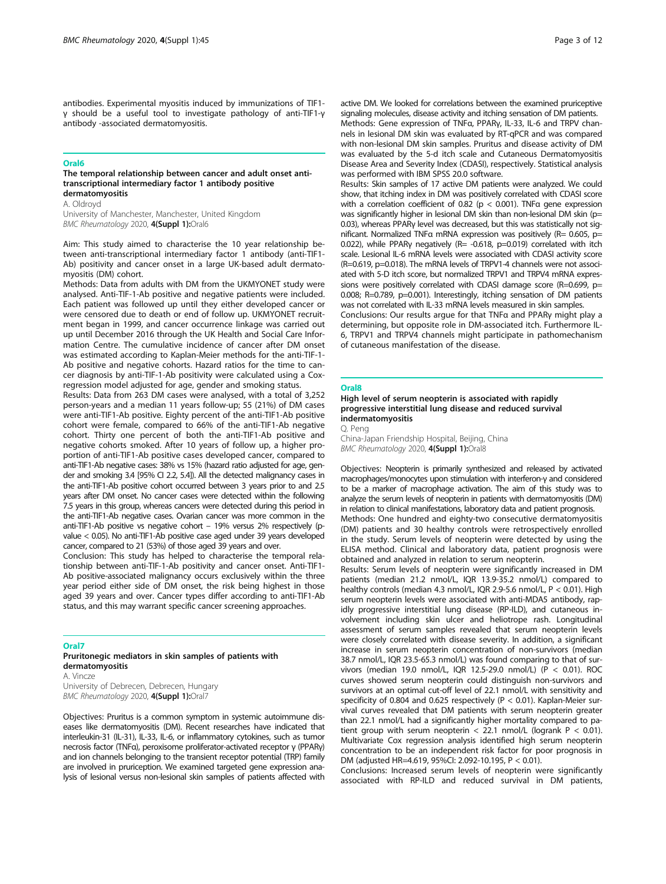antibodies. Experimental myositis induced by immunizations of TIF1-γ should be a useful tool to investigate pathology of anti-TIF1-γ antibody -associated dermatomyositis.

## Oral6

### The temporal relationship between cancer and adult onset anti-transcriptional intermediary factor 1 antibody positive dermatomyositis

A. Oldroyd

University of Manchester, Manchester, United Kingdom

*BMC Rheumatology* 2020, **4(Suppl 1):**Oral6

Aim: This study aimed to characterise the 10 year relationship between anti-transcriptional intermediary factor 1 antibody (anti-TIF1-Ab) positivity and cancer onset in a large UK-based adult dermatomyositis (DM) cohort.

Methods: Data from adults with DM from the UKMYONET study were analysed. Anti-TIF-1-Ab positive and negative patients were included. Each patient was followed up until they either developed cancer or were censored due to death or end of follow up. UKMYONET recruitment began in 1999, and cancer occurrence linkage was carried out up until December 2016 through the UK Health and Social Care Information Centre. The cumulative incidence of cancer after DM onset was estimated according to Kaplan-Meier methods for the anti-TIF-1-Ab positive and negative cohorts. Hazard ratios for the time to cancer diagnosis by anti-TIF-1-Ab positivity were calculated using a Cox-regression model adjusted for age, gender and smoking status.

Results: Data from 263 DM cases were analysed, with a total of 3,252 person-years and a median 11 years follow-up; 55 (21%) of DM cases were anti-TIF1-Ab positive. Eighty percent of the anti-TIF1-Ab positive cohort were female, compared to 66% of the anti-TIF1-Ab negative cohort. Thirty one percent of both the anti-TIF1-Ab positive and negative cohorts smoked. After 10 years of follow up, a higher proportion of anti-TIF1-Ab positive cases developed cancer, compared to anti-TIF1-Ab negative cases: 38% vs 15% (hazard ratio adjusted for age, gender and smoking 3.4 [95% CI 2.2, 5.4]). All the detected malignancy cases in the anti-TIF1-Ab positive cohort occurred between 3 years prior to and 2.5 years after DM onset. No cancer cases were detected within the following 7.5 years in this group, whereas cancers were detected during this period in the anti-TIF1-Ab negative cases. Ovarian cancer was more common in the anti-TIF1-Ab positive vs negative cohort – 19% versus 2% respectively (p-value < 0.05). No anti-TIF1-Ab positive case aged under 39 years developed cancer, compared to 21 (53%) of those aged 39 years and over.

Conclusion: This study has helped to characterise the temporal relationship between anti-TIF1-Ab positivity and cancer onset. Anti-TIF1-Ab positive-associated malignancy occurs exclusively within the three year period either side of DM onset, the risk being highest in those aged 39 years and over. Cancer types differ according to anti-TIF1-Ab status, and this may warrant specific cancer screening approaches.

## Oral7

### Pruritonegic mediators in skin samples of patients with dermatomyositis

A. Vincze

University of Debrecen, Debrecen, Hungary

*BMC Rheumatology* 2020, **4(Suppl 1):**Oral7

Objectives: Pruritus is a common symptom in systemic autoimmune diseases like dermatomyositis (DM). Recent researches have indicated that interleukin-31 (IL-31), IL-33, IL-6, or inflammatory cytokines, such as tumor necrosis factor (TNFα), peroxisome proliferator-activated receptor γ (PPARγ) and ion channels belonging to the transient receptor potential (TRP) family are involved in pruriception. We examined targeted gene expression analysis of lesional versus non-lesional skin samples of patients affected with active DM. We looked for correlations between the examined pruriceptive signaling molecules, disease activity and itching sensation of DM patients.

Methods: Gene expression of TNFα, PPARγ, IL-33, IL-6 and TRPV channels in lesional DM skin was evaluated by RT-qPCR and was compared with non-lesional DM skin samples. Pruritus and disease activity of DM was evaluated by the 5-d itch scale and Cutaneous Dermatomyositis Disease Area and Severity Index (CDASI), respectively. Statistical analysis was performed with IBM SPSS 20.0 software.

Results: Skin samples of 17 active DM patients were analyzed. We could show, that itching index in DM was positively correlated with CDASI score with a correlation coefficient of 0.82 ($p < 0.001$). TNFα gene expression was significantly higher in lesional DM skin than non-lesional DM skin ($p = 0.03$), whereas PPARγ level was decreased, but this was statistically not significant. Normalized TNFα mRNA expression was positively ($R = 0.605$, $p = 0.022$), while PPARγ negatively ($R = -0.618$, $p = 0.019$) correlated with itch scale. Lesional IL-6 mRNA levels were associated with CDASI activity score ($R = 0.619$, $p = 0.018$). The mRNA levels of TRPV1-4 channels were not associated with 5-D itch score, but normalized TRPV1 and TRPV4 mRNA expressions were positively correlated with CDASI damage score ($R = 0.699$, $p = 0.008$; $R = 0.789$, $p = 0.001$). Interestingly, itching sensation of DM patients was not correlated with IL-33 mRNA levels measured in skin samples.

Conclusions: Our results argue for that TNFα and PPARγ might play a determining, but opposite role in DM-associated itch. Furthermore IL-6, TRPV1 and TRPV4 channels might participate in pathomechanism of cutaneous manifestation of the disease.

## Oral8

### High level of serum neopterin is associated with rapidly progressive interstitial lung disease and reduced survival indermatomyositis

Q. Peng

China-Japan Friendship Hospital, Beijing, China

*BMC Rheumatology* 2020, **4(Suppl 1):**Oral8

Objectives: Neopterin is primarily synthesized and released by activated macrophages/monocytes upon stimulation with interferon-γ and considered to be a marker of macrophage activation. The aim of this study was to analyze the serum levels of neopterin in patients with dermatomyositis (DM) in relation to clinical manifestations, laboratory data and patient prognosis.

Methods: One hundred and eighty-two consecutive dermatomyositis (DM) patients and 30 healthy controls were retrospectively enrolled in the study. Serum levels of neopterin were detected by using the ELISA method. Clinical and laboratory data, patient prognosis were obtained and analyzed in relation to serum neopterin.

Results: Serum levels of neopterin were significantly increased in DM patients (median 21.2 nmol/L, IQR 13.9-35.2 nmol/L) compared to healthy controls (median 4.3 nmol/L, IQR 2.9-5.6 nmol/L, $P < 0.01$). High serum neopterin levels were associated with anti-MDA5 antibody, rapidly progressive interstitial lung disease (RP-ILD), and cutaneous involvement including skin ulcer and heliotrope rash. Longitudinal assessment of serum samples revealed that serum neopterin levels were closely correlated with disease severity. In addition, a significant increase in serum neopterin concentration of non-survivors (median 38.7 nmol/L, IQR 23.5-65.3 nmol/L) was found comparing to that of survivors (median 19.0 nmol/L, IQR 12.5-29.0 nmol/L) ($P < 0.01$). ROC curves showed serum neopterin could distinguish non-survivors and survivors at an optimal cut-off level of 22.1 nmol/L with sensitivity and specificity of 0.804 and 0.625 respectively ($P < 0.01$). Kaplan-Meier survival curves revealed that DM patients with serum neopterin greater than 22.1 nmol/L had a significantly higher mortality compared to patient group with serum neopterin < 22.1 nmol/L (logrank $P < 0.01$). Multivariate Cox regression analysis identified high serum neopterin concentration to be an independent risk factor for poor prognosis in DM (adjusted HR=4.619, 95%CI: 2.092-10.195, $P < 0.01$).

Conclusions: Increased serum levels of neopterin were significantly associated with RP-ILD and reduced survival in DM patients,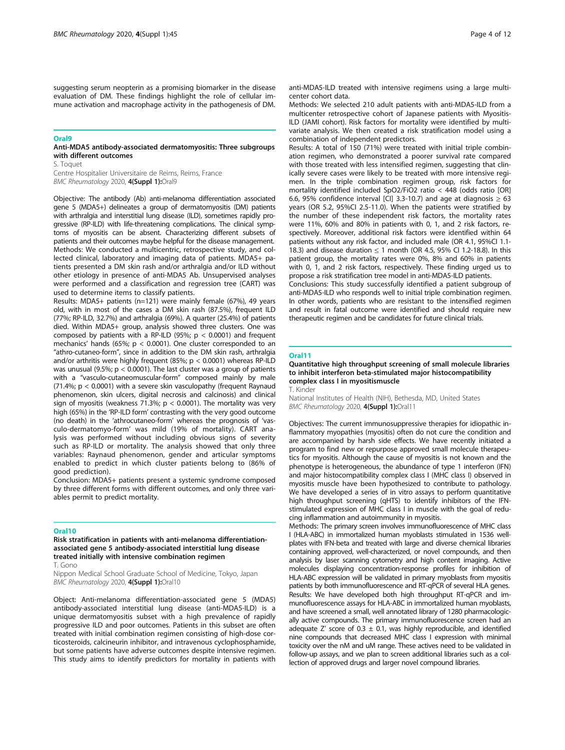suggesting serum neopterin as a promising biomarker in the disease evaluation of DM. These findings highlight the role of cellular immune activation and macrophage activity in the pathogenesis of DM.

## Oral9

### Anti-MDA5 antibody-associated dermatomyositis: Three subgroups with different outcomes

S. Toquet

Centre Hospitalier Universitaire de Reims, Reims, France

*BMC Rheumatology* 2020, **4(Suppl 1):**Oral9

Objective: The antibody (Ab) anti-melanoma differentiation associated gene 5 (MDA5+) delineates a group of dermatomyositis (DM) patients with arthralgia and interstitial lung disease (ILD), sometimes rapidly progressive (RP-ILD) with life-threatening complications. The clinical symptoms of myositis can be absent. Characterizing different subsets of patients and their outcomes maybe helpful for the disease management.

Methods: We conducted a multicentric, retrospective study, and collected clinical, laboratory and imaging data of patients. MDA5+ patients presented a DM skin rash and/or arthralgia and/or ILD without other etiology in presence of anti-MDA5 Ab. Unsupervised analyses were performed and a classification and regression tree (CART) was used to determine items to classify patients.

Results: MDA5+ patients (n=121) were mainly female (67%), 49 years old, with in most of the cases a DM skin rash (87.5%), frequent ILD (77%; RP-ILD, 32.7%) and arthralgia (69%). A quarter (25.4%) of patients died. Within MDA5+ group, analysis showed three clusters. One was composed by patients with a RP-ILD (95%; $p < 0.0001$) and frequent mechanics' hands (65%; $p < 0.0001$). One cluster corresponded to an "athro-cutaneo-form", since in addition to the DM skin rash, arthralgia and/or arthritis were highly frequent (85%; $p < 0.0001$) whereas RP-ILD was unusual (9.5%; $p < 0.0001$). The last cluster was a group of patients with a "vasculo-cutaneomuscular-form" composed mainly by male (71.4%; $p < 0.0001$) with a severe skin vasculopathy (frequent Raynaud phenomenon, skin ulcers, digital necrosis and calcinosis) and clinical sign of myositis (weakness 71.3%; $p < 0.0001$). The mortality was very high (65%) in the 'RP-ILD form' contrasting with the very good outcome (no death) in the 'athrocutaneo-form' whereas the prognosis of 'vasculo-dermatomyo-form' was mild (19% of mortality). CART analysis was performed without including obvious signs of severity such as RP-ILD or mortality. The analysis showed that only three variables: Raynaud phenomenon, gender and articular symptoms enabled to predict in which cluster patients belong to (86% of good prediction).

Conclusion: MDA5+ patients present a systemic syndrome composed by three different forms with different outcomes, and only three variables permit to predict mortality.

## Oral10

### Risk stratification in patients with anti-melanoma differentiation-associated gene 5 antibody-associated interstitial lung disease treated initially with intensive combination regimen

T. Gono

Nippon Medical School Graduate School of Medicine, Tokyo, Japan

*BMC Rheumatology* 2020, **4(Suppl 1):**Oral10

Object: Anti-melanoma differentiation-associated gene 5 (MDA5) antibody-associated interstitial lung disease (anti-MDA5-ILD) is a unique dermatomyositis subset with a high prevalence of rapidly progressive ILD and poor outcomes. Patients in this subset are often treated with initial combination regimen consisting of high-dose corticosteroids, calcineurin inhibitor, and intravenous cyclophosphamide, but some patients have adverse outcomes despite intensive regimen. This study aims to identify predictors for mortality in patients with anti-MDA5-ILD treated with intensive regimens using a large multicenter cohort data.

Methods: We selected 210 adult patients with anti-MDA5-ILD from a multicenter retrospective cohort of Japanese patients with Myositis-ILD (JAMI cohort). Risk factors for mortality were identified by multivariate analysis. We then created a risk stratification model using a combination of independent predictors.

Results: A total of 150 (71%) were treated with initial triple combination regimen, who demonstrated a poorer survival rate compared with those treated with less intensified regimen, suggesting that clinically severe cases were likely to be treated with more intensive regimen. In the triple combination regimen group, risk factors for mortality identified included SpO2/FiO2 ratio < 448 (odds ratio [OR] 6.6, 95% confidence interval [CI] 3.3-10.7) and age at diagnosis ≥ 63 years (OR 5.2, 95%CI 2.5-11.0). When the patients were stratified by the number of these independent risk factors, the mortality rates were 11%, 60% and 80% in patients with 0, 1, and 2 risk factors, respectively. Moreover, additional risk factors were identified within 64 patients without any risk factor, and included male (OR 4.1, 95%CI 1.1-18.3) and disease duration ≤ 1 month (OR 4.5, 95% CI 1.2-18.8). In this patient group, the mortality rates were 0%, 8% and 60% in patients with 0, 1, and 2 risk factors, respectively. These finding urged us to propose a risk stratification tree model in anti-MDA5-ILD patients.

Conclusions: This study successfully identified a patient subgroup of anti-MDA5-ILD who responds well to initial triple combination regimen. In other words, patients who are resistant to the intensified regimen and result in fatal outcome were identified and should require new therapeutic regimen and be candidates for future clinical trials.

## Oral11

### Quantitative high throughput screening of small molecule libraries to inhibit interferon beta-stimulated major histocompatibility complex class I in myositismuscle

T. Kinder

National Institutes of Health (NIH), Bethesda, MD, United States

*BMC Rheumatology* 2020, **4(Suppl 1):**Oral11

Objectives: The current immunosuppressive therapies for idiopathic inflammatory myopathies (myositis) often do not cure the condition and are accompanied by harsh side effects. We have recently initiated a program to find new or repurpose approved small molecule therapeutics for myositis. Although the cause of myositis is not known and the phenotype is heterogeneous, the abundance of type 1 interferon (IFN) and major histocompatibility complex class I (MHC class I) observed in myositis muscle have been hypothesized to contribute to pathology. We have developed a series of in vitro assays to perform quantitative high throughput screening (qHTS) to identify inhibitors of the IFN-stimulated expression of MHC class I in muscle with the goal of reducing inflammation and autoimmunity in myositis.

Methods: The primary screen involves immunofluorescence of MHC class I (HLA-ABC) in immortalized human myoblasts stimulated in 1536 well-plates with IFN-beta and treated with large and diverse chemical libraries containing approved, well-characterized, or novel compounds, and then analysis by laser scanning cytometry and high content imaging. Active molecules displaying concentration-response profiles for inhibition of HLA-ABC expression will be validated in primary myoblasts from myositis patients by both immunofluorescence and RT-qPCR of several HLA genes.

Results: We have developed both high throughput RT-qPCR and immunofluorescence assays for HLA-ABC in immortalized human myoblasts, and have screened a small, well annotated library of 1280 pharmacologically active compounds. The primary immunofluorescence screen had an adequate Z' score of 0.3 ± 0.1, was highly reproducible, and identified nine compounds that decreased MHC class I expression with minimal toxicity over the nM and uM range. These actives need to be validated in follow-up assays, and we plan to screen additional libraries such as a collection of approved drugs and larger novel compound libraries.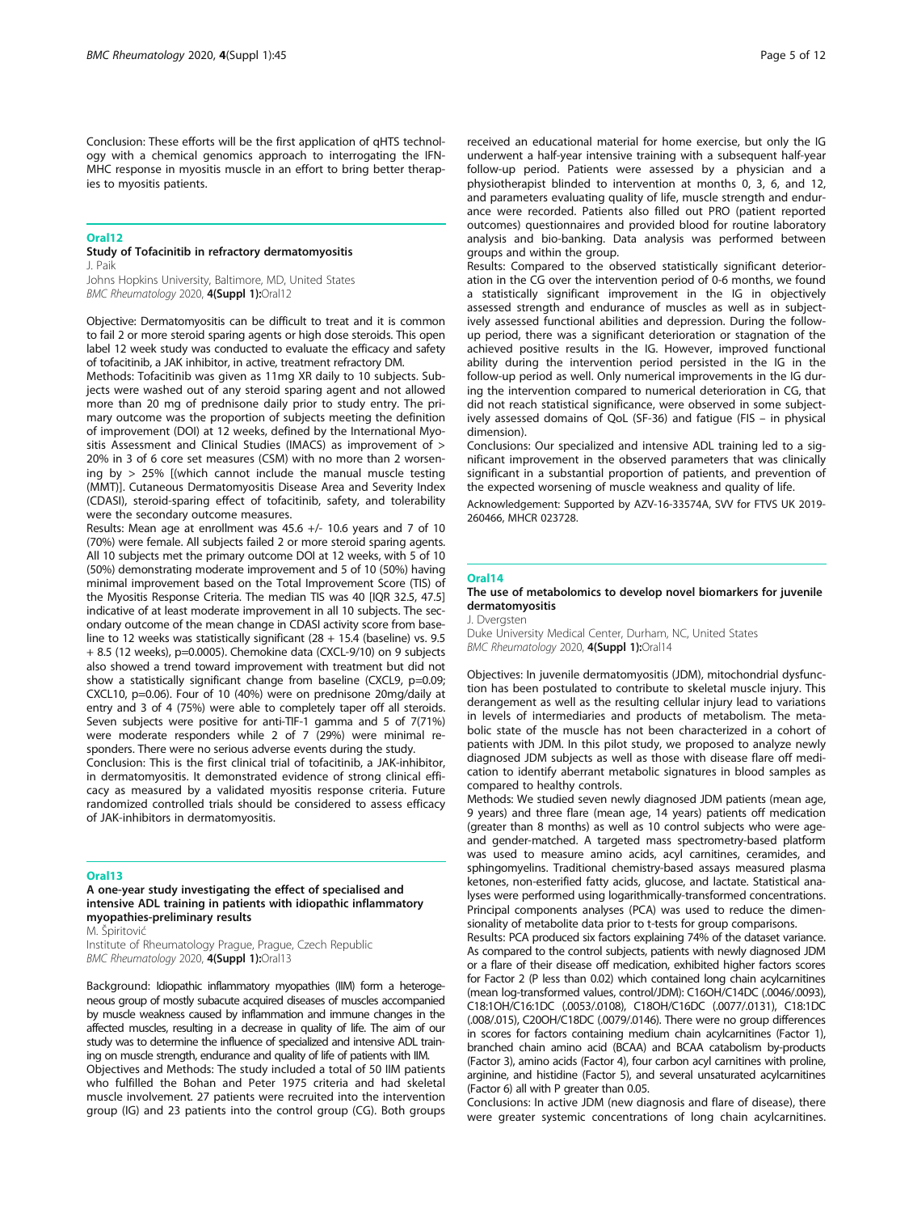Conclusion: These efforts will be the first application of qHTS technology with a chemical genomics approach to interrogating the IFN-MHC response in myositis muscle in an effort to bring better therapies to myositis patients.

## Oral12

### Study of Tofacinitib in refractory dermatomyositis

J. Paik

Johns Hopkins University, Baltimore, MD, United States

*BMC Rheumatology* 2020, **4(Suppl 1):**Oral12

Objective: Dermatomyositis can be difficult to treat and it is common to fail 2 or more steroid sparing agents or high dose steroids. This open label 12 week study was conducted to evaluate the efficacy and safety of tofacitinib, a JAK inhibitor, in active, treatment refractory DM.

Methods: Tofacitinib was given as 11mg XR daily to 10 subjects. Subjects were washed out of any steroid sparing agent and not allowed more than 20 mg of prednisone daily prior to study entry. The primary outcome was the proportion of subjects meeting the definition of improvement (DOI) at 12 weeks, defined by the International Myositis Assessment and Clinical Studies (IMACS) as improvement of > 20% in 3 of 6 core set measures (CSM) with no more than 2 worsening by > 25% [(which cannot include the manual muscle testing (MMT)]. Cutaneous Dermatomyositis Disease Area and Severity Index (CDASI), steroid-sparing effect of tofacitinib, safety, and tolerability were the secondary outcome measures.

Results: Mean age at enrollment was 45.6 +/- 10.6 years and 7 of 10 (70%) were female. All subjects failed 2 or more steroid sparing agents. All 10 subjects met the primary outcome DOI at 12 weeks, with 5 of 10 (50%) demonstrating moderate improvement and 5 of 10 (50%) having minimal improvement based on the Total Improvement Score (TIS) of the Myositis Response Criteria. The median TIS was 40 [IQR 32.5, 47.5] indicative of at least moderate improvement in all 10 subjects. The secondary outcome of the mean change in CDASI activity score from baseline to 12 weeks was statistically significant (28 + 15.4 (baseline) vs. 9.5 + 8.5 (12 weeks), p=0.0005). Chemokine data (CXCL-9/10) on 9 subjects also showed a trend toward improvement with treatment but did not show a statistically significant change from baseline (CXCL9, p=0.09; CXCL10, p=0.06). Four of 10 (40%) were on prednisone 20mg/daily at entry and 3 of 4 (75%) were able to completely taper off all steroids. Seven subjects were positive for anti-TIF-1 gamma and 5 of 7(71%) were moderate responders while 2 of 7 (29%) were minimal responders. There were no serious adverse events during the study.

Conclusion: This is the first clinical trial of tofacitinib, a JAK-inhibitor, in dermatomyositis. It demonstrated evidence of strong clinical efficacy as measured by a validated myositis response criteria. Future randomized controlled trials should be considered to assess efficacy of JAK-inhibitors in dermatomyositis.

## Oral13

### A one-year study investigating the effect of specialised and intensive ADL training in patients with idiopathic inflammatory myopathies-preliminary results

M. Špiritović

Institute of Rheumatology Prague, Prague, Czech Republic

*BMC Rheumatology* 2020, **4(Suppl 1):**Oral13

Background: Idiopathic inflammatory myopathies (IIM) form a heterogeneous group of mostly subacute acquired diseases of muscles accompanied by muscle weakness caused by inflammation and immune changes in the affected muscles, resulting in a decrease in quality of life. The aim of our study was to determine the influence of specialized and intensive ADL training on muscle strength, endurance and quality of life of patients with IIM.

Objectives and Methods: The study included a total of 50 IIM patients who fulfilled the Bohan and Peter 1975 criteria and had skeletal muscle involvement. 27 patients were recruited into the intervention group (IG) and 23 patients into the control group (CG). Both groups received an educational material for home exercise, but only the IG underwent a half-year intensive training with a subsequent half-year follow-up period. Patients were assessed by a physician and a physiotherapist blinded to intervention at months 0, 3, 6, and 12, and parameters evaluating quality of life, muscle strength and endurance were recorded. Patients also filled out PRO (patient reported outcomes) questionnaires and provided blood for routine laboratory analysis and bio-banking. Data analysis was performed between groups and within the group.

Results: Compared to the observed statistically significant deterioration in the CG over the intervention period of 0-6 months, we found a statistically significant improvement in the IG in objectively assessed strength and endurance of muscles as well as in subjectively assessed functional abilities and depression. During the follow-up period, there was a significant deterioration or stagnation of the achieved positive results in the IG. However, improved functional ability during the intervention period persisted in the IG in the follow-up period as well. Only numerical improvements in the IG during the intervention compared to numerical deterioration in CG, that did not reach statistical significance, were observed in some subjectively assessed domains of QoL (SF-36) and fatigue (FIS – in physical dimension).

Conclusions: Our specialized and intensive ADL training led to a significant improvement in the observed parameters that was clinically significant in a substantial proportion of patients, and prevention of the expected worsening of muscle weakness and quality of life.

Acknowledgement: Supported by AZV-16-33574A, SVV for FTVS UK 2019-260466, MHCR 023728.

## Oral14

### The use of metabolomics to develop novel biomarkers for juvenile dermatomyositis

J. Dvergsten

Duke University Medical Center, Durham, NC, United States

*BMC Rheumatology* 2020, **4(Suppl 1):**Oral14

Objectives: In juvenile dermatomyositis (JDM), mitochondrial dysfunction has been postulated to contribute to skeletal muscle injury. This derangement as well as the resulting cellular injury lead to variations in levels of intermediaries and products of metabolism. The metabolic state of the muscle has not been characterized in a cohort of patients with JDM. In this pilot study, we proposed to analyze newly diagnosed JDM subjects as well as those with disease flare off medication to identify aberrant metabolic signatures in blood samples as compared to healthy controls.

Methods: We studied seven newly diagnosed JDM patients (mean age, 9 years) and three flare (mean age, 14 years) patients off medication (greater than 8 months) as well as 10 control subjects who were age- and gender-matched. A targeted mass spectrometry-based platform was used to measure amino acids, acyl carnitines, ceramides, and sphingomyelins. Traditional chemistry-based assays measured plasma ketones, non-esterified fatty acids, glucose, and lactate. Statistical analyses were performed using logarithmically-transformed concentrations. Principal components analyses (PCA) was used to reduce the dimensionality of metabolite data prior to t-tests for group comparisons.

Results: PCA produced six factors explaining 74% of the dataset variance. As compared to the control subjects, patients with newly diagnosed JDM or a flare of their disease off medication, exhibited higher factors scores for Factor 2 (P less than 0.02) which contained long chain acylcarnitines (mean log-transformed values, control/JDM): C16OH/C14DC (.0046/.0093), C18:1OH/C16:1DC (.0053/.0108), C18OH/C16DC (.0077/.0131), C18:1DC (.008/.015), C20OH/C18DC (.0079/.0146). There were no group differences in scores for factors containing medium chain acylcarnitines (Factor 1), branched chain amino acid (BCAA) and BCAA catabolism by-products (Factor 3), amino acids (Factor 4), four carbon acyl carnitines with proline, arginine, and histidine (Factor 5), and several unsaturated acylcarnitines (Factor 6) all with P greater than 0.05.

Conclusions: In active JDM (new diagnosis and flare of disease), there were greater systemic concentrations of long chain acylcarnitines.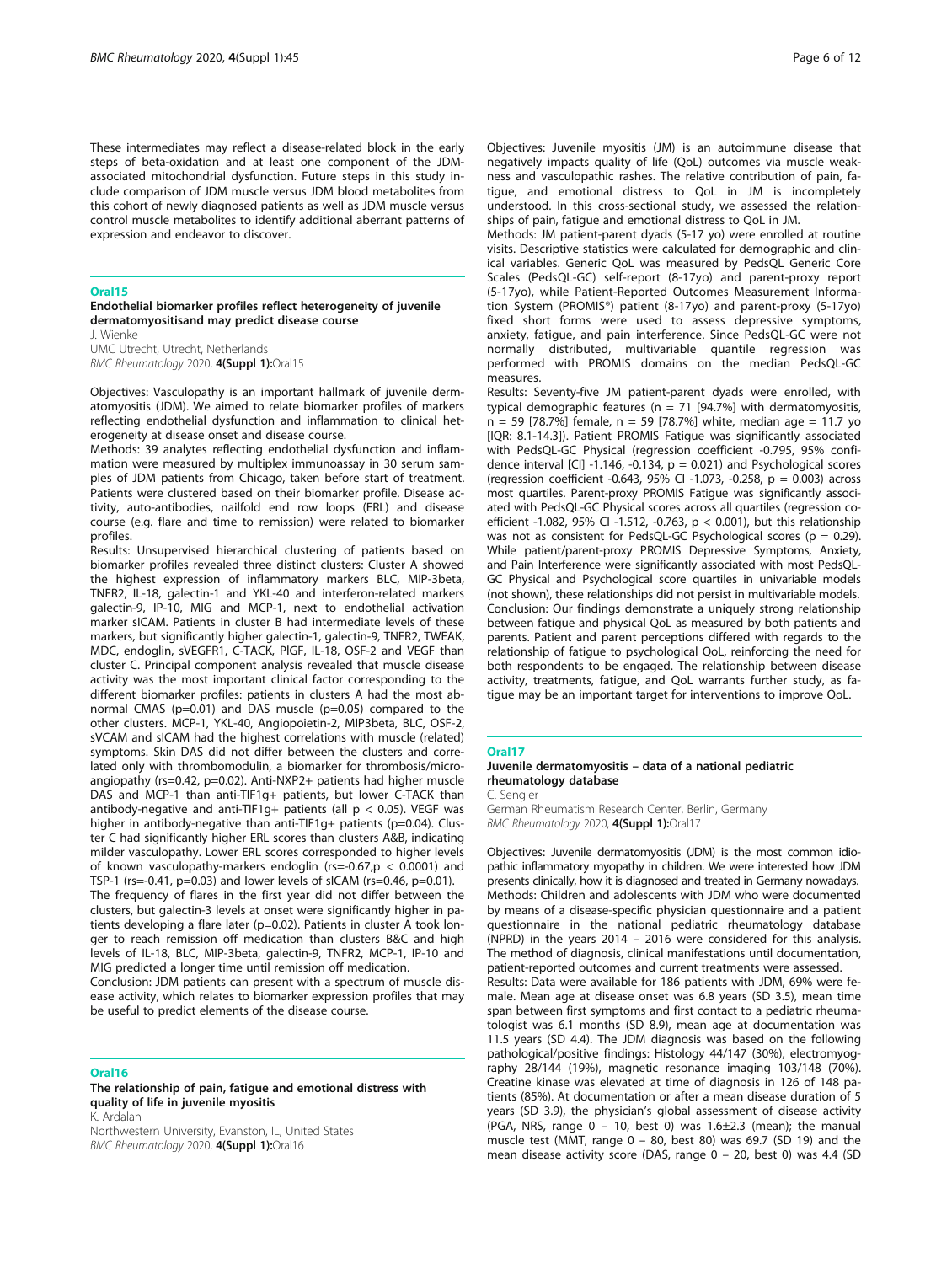These intermediates may reflect a disease-related block in the early steps of beta-oxidation and at least one component of the JDM-associated mitochondrial dysfunction. Future steps in this study include comparison of JDM muscle versus JDM blood metabolites from this cohort of newly diagnosed patients as well as JDM muscle versus control muscle metabolites to identify additional aberrant patterns of expression and endeavor to discover.

## Oral15

### Endothelial biomarker profiles reflect heterogeneity of juvenile dermatomyositisand may predict disease course

J. Wienke

UMC Utrecht, Utrecht, Netherlands

*BMC Rheumatology* 2020, **4(Suppl 1):**Oral15

Objectives: Vasculopathy is an important hallmark of juvenile dermatomyositis (JDM). We aimed to relate biomarker profiles of markers reflecting endothelial dysfunction and inflammation to clinical heterogeneity at disease onset and disease course.

Methods: 39 analytes reflecting endothelial dysfunction and inflammation were measured by multiplex immunoassay in 30 serum samples of JDM patients from Chicago, taken before start of treatment. Patients were clustered based on their biomarker profile. Disease activity, auto-antibodies, nailfold end row loops (ERL) and disease course (e.g. flare and time to remission) were related to biomarker profiles.

Results: Unsupervised hierarchical clustering of patients based on biomarker profiles revealed three distinct clusters: Cluster A showed the highest expression of inflammatory markers BLC, MIP-3beta, TNFR2, IL-18, galectin-1 and YKL-40 and interferon-related markers galectin-9, IP-10, MIG and MCP-1, next to endothelial activation marker sICAM. Patients in cluster B had intermediate levels of these markers, but significantly higher galectin-1, galectin-9, TNFR2, TWEAK, MDC, endoglin, sVEGFR1, C-TACK, PlGF, IL-18, OSF-2 and VEGF than cluster C. Principal component analysis revealed that muscle disease activity was the most important clinical factor corresponding to the different biomarker profiles: patients in clusters A had the most abnormal CMAS ($p=0.01$) and DAS muscle ($p=0.05$) compared to the other clusters. MCP-1, YKL-40, Angiopoietin-2, MIP3beta, BLC, OSF-2, sVCAM and sICAM had the highest correlations with muscle (related) symptoms. Skin DAS did not differ between the clusters and correlated only with thrombomodulin, a biomarker for thrombosis/microangiopathy ($r_s=0.42$, $p=0.02$). Anti-NXP2+ patients had higher muscle DAS and MCP-1 than anti-TIF1g+ patients, but lower C-TACK than antibody-negative and anti-TIF1g+ patients (all $p < 0.05$). VEGF was higher in antibody-negative than anti-TIF1g+ patients ($p=0.04$). Cluster C had significantly higher ERL scores than clusters A&B, indicating milder vasculopathy. Lower ERL scores corresponded to higher levels of known vasculopathy-markers endoglin ($r_s=-0.67, p < 0.0001$) and TSP-1 ($r_s=-0.41$, $p=0.03$) and lower levels of sICAM ($r_s=0.46$, $p=0.01$).

The frequency of flares in the first year did not differ between the clusters, but galectin-3 levels at onset were significantly higher in patients developing a flare later ($p=0.02$). Patients in cluster A took longer to reach remission off medication than clusters B&C and high levels of IL-18, BLC, MIP-3beta, galectin-9, TNFR2, MCP-1, IP-10 and MIG predicted a longer time until remission off medication.

Conclusion: JDM patients can present with a spectrum of muscle disease activity, which relates to biomarker expression profiles that may be useful to predict elements of the disease course.

## Oral16

### The relationship of pain, fatigue and emotional distress with quality of life in juvenile myositis

K. Ardalan

Northwestern University, Evanston, IL, United States

*BMC Rheumatology* 2020, **4(Suppl 1):**Oral16

Objectives: Juvenile myositis (JM) is an autoimmune disease that negatively impacts quality of life (QoL) outcomes via muscle weakness and vasculopathic rashes. The relative contribution of pain, fatigue, and emotional distress to QoL in JM is incompletely understood. In this cross-sectional study, we assessed the relationships of pain, fatigue and emotional distress to QoL in JM.

Methods: JM patient-parent dyads (5-17 yo) were enrolled at routine visits. Descriptive statistics were calculated for demographic and clinical variables. Generic QoL was measured by PedsQL Generic Core Scales (PedsQL-GC) self-report (8-17yo) and parent-proxy report (5-17yo), while Patient-Reported Outcomes Measurement Information System (PROMIS®) patient (8-17yo) and parent-proxy (5-17yo) fixed short forms were used to assess depressive symptoms, anxiety, fatigue, and pain interference. Since PedsQL-GC were not normally distributed, multivariable quantile regression was performed with PROMIS domains on the median PedsQL-GC measures.

Results: Seventy-five JM patient-parent dyads were enrolled, with typical demographic features (n = 71 [94.7%] with dermatomyositis, n = 59 [78.7%] female, n = 59 [78.7%] white, median age = 11.7 yo [IQR: 8.1-14.3]). Patient PROMIS Fatigue was significantly associated with PedsQL-GC Physical (regression coefficient -0.795, 95% confidence interval [CI] -1.146, -0.134, $p = 0.021$) and Psychological scores (regression coefficient -0.643, 95% CI -1.073, -0.258, $p = 0.003$) across most quartiles. Parent-proxy PROMIS Fatigue was significantly associated with PedsQL-GC Physical scores across all quartiles (regression coefficient -1.082, 95% CI -1.512, -0.763, $p < 0.001$), but this relationship was not as consistent for PedsQL-GC Psychological scores ($p = 0.29$). While patient/parent-proxy PROMIS Depressive Symptoms, Anxiety, and Pain Interference were significantly associated with most PedsQL-GC Physical and Psychological score quartiles in univariable models (not shown), these relationships did not persist in multivariable models.

Conclusion: Our findings demonstrate a uniquely strong relationship between fatigue and physical QoL as measured by both patients and parents. Patient and parent perceptions differed with regards to the relationship of fatigue to psychological QoL, reinforcing the need for both respondents to be engaged. The relationship between disease activity, treatments, fatigue, and QoL warrants further study, as fatigue may be an important target for interventions to improve QoL.

## Oral17

### Juvenile dermatomyositis – data of a national pediatric rheumatology database

C. Sengler

German Rheumatism Research Center, Berlin, Germany

*BMC Rheumatology* 2020, **4(Suppl 1):**Oral17

Objectives: Juvenile dermatomyositis (JDM) is the most common idiopathic inflammatory myopathy in children. We were interested how JDM presents clinically, how it is diagnosed and treated in Germany nowadays.

Methods: Children and adolescents with JDM who were documented by means of a disease-specific physician questionnaire and a patient questionnaire in the national pediatric rheumatology database (NPRD) in the years 2014 – 2016 were considered for this analysis. The method of diagnosis, clinical manifestations until documentation, patient-reported outcomes and current treatments were assessed.

Results: Data were available for 186 patients with JDM, 69% were female. Mean age at disease onset was 6.8 years (SD 3.5), mean time span between first symptoms and first contact to a pediatric rheumatologist was 6.1 months (SD 8.9), mean age at documentation was 11.5 years (SD 4.4). The JDM diagnosis was based on the following pathological/positive findings: Histology 44/147 (30%), electromyography 28/144 (19%), magnetic resonance imaging 103/148 (70%). Creatine kinase was elevated at time of diagnosis in 126 of 148 patients (85%). At documentation or after a mean disease duration of 5 years (SD 3.9), the physician's global assessment of disease activity (PGA, NRS, range 0 – 10, best 0) was 1.6±2.3 (mean); the manual muscle test (MMT, range 0 – 80, best 80) was 69.7 (SD 19) and the mean disease activity score (DAS, range 0 – 20, best 0) was 4.4 (SD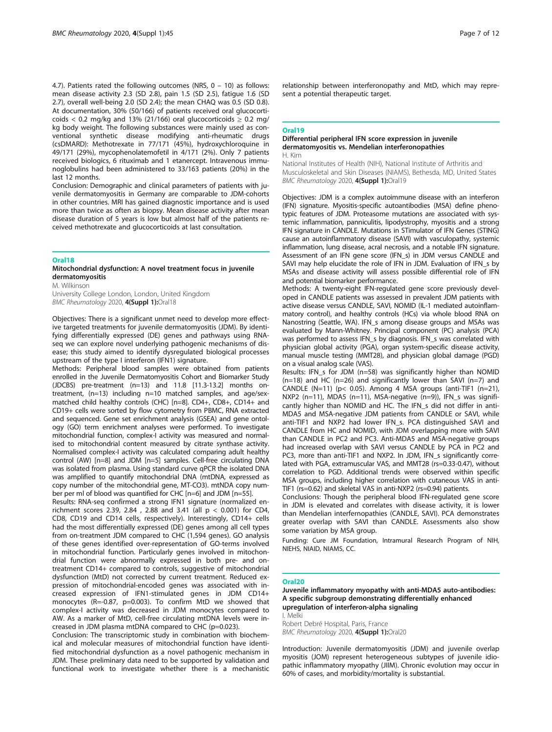4.7). Patients rated the following outcomes (NRS, 0 – 10) as follows: mean disease activity 2.3 (SD 2.8), pain 1.5 (SD 2.5), fatigue 1.6 (SD 2.7), overall well-being 2.0 (SD 2.4); the mean CHAQ was 0.5 (SD 0.8). At documentation, 30% (50/166) of patients received oral glucocorticoids < 0.2 mg/kg and 13% (21/166) oral glucocorticoids ≥ 0.2 mg/kg body weight. The following substances were mainly used as conventional synthetic disease modifying anti-rheumatic drugs (csDMARD): Methotrexate in 77/171 (45%), hydroxychloroquine in 49/171 (29%), mycophenolatemofetil in 4/171 (2%). Only 7 patients received biologics, 6 rituximab and 1 etanercept. Intravenous immunoglobulins had been administered to 33/163 patients (20%) in the last 12 months.

Conclusion: Demographic and clinical parameters of patients with juvenile dermatomyositis in Germany are comparable to JDM-cohorts in other countries. MRI has gained diagnostic importance and is used more than twice as often as biopsy. Mean disease activity after mean disease duration of 5 years is low but almost half of the patients received methotrexate and glucocorticoids at last consultation.

## Oral18

### Mitochondrial dysfunction: A novel treatment focus in juvenile dermatomyositis

M. Wilkinson

University College London, London, United Kingdom

*BMC Rheumatology* 2020, **4(Suppl 1):**Oral18

Objectives: There is a significant unmet need to develop more effective targeted treatments for juvenile dermatomyositis (JDM). By identifying differentially expressed (DE) genes and pathways using RNA-seq we can explore novel underlying pathogenic mechanisms of disease; this study aimed to identify dysregulated biological processes upstream of the type I interferon (IFN1) signature.

Methods: Peripheral blood samples were obtained from patients enrolled in the Juvenile Dermatomyositis Cohort and Biomarker Study (JDCBS) pre-treatment (n=13) and 11.8 [11.3-13.2] months on-treatment, (n=13) including n=10 matched samples, and age/sex-matched child healthy controls (CHC) [n=8]. CD4+, CD8+, CD14+ and CD19+ cells were sorted by flow cytometry from PBMC, RNA extracted and sequenced. Gene set enrichment analysis (GSEA) and gene ontology (GO) term enrichment analyses were performed. To investigate mitochondrial function, complex-I activity was measured and normalised to mitochondrial content measured by citrate synthase activity. Normalised complex-I activity was calculated comparing adult healthy control (AW) [n=8] and JDM [n=5] samples. Cell-free circulating DNA was isolated from plasma. Using standard curve qPCR the isolated DNA was amplified to quantify mitochondrial DNA (mtDNA, expressed as copy number of the mitochondrial gene, MT-CO3). mtDNA copy number per ml of blood was quantified for CHC [n=6] and JDM [n=55].

Results: RNA-seq confirmed a strong IFN1 signature (normalized enrichment scores 2.39, 2.84 , 2.88 and 3.41 (all $p < 0.001$) for CD4, CD8, CD19 and CD14 cells, respectively). Interestingly, CD14+ cells had the most differentially expressed (DE) genes among all cell types from on-treatment JDM compared to CHC (1,594 genes). GO analysis of these genes identified over-representation of GO-terms involved in mitochondrial function. Particularly genes involved in mitochondrial function were abnormally expressed in both pre- and on-treatment CD14+ compared to controls, suggestive of mitochondrial dysfunction (MtD) not corrected by current treatment. Reduced expression of mitochondrial-encoded genes was associated with increased expression of IFN1-stimulated genes in JDM CD14+ monocytes (R=-0.87, p=0.003). To confirm MtD we showed that complex-I activity was decreased in JDM monocytes compared to AW. As a marker of MtD, cell-free circulating mtDNA levels were increased in JDM plasma mtDNA compared to CHC (p=0.023).

Conclusion: The transcriptomic study in combination with biochemical and molecular measures of mitochondrial function have identified mitochondrial dysfunction as a novel pathogenic mechanism in JDM. These preliminary data need to be supported by validation and functional work to investigate whether there is a mechanistic relationship between interferonopathy and MtD, which may represent a potential therapeutic target.

## Oral19

### Differential peripheral IFN score expression in juvenile dermatomyositis vs. Mendelian interferonopathies

H. Kim

National Institutes of Health (NIH), National Institute of Arthritis and Musculoskeletal and Skin Diseases (NIAMS), Bethesda, MD, United States

*BMC Rheumatology* 2020, **4(Suppl 1):**Oral19

Objectives: JDM is a complex autoimmune disease with an interferon (IFN) signature. Myositis-specific autoantibodies (MSA) define phenotypic features of JDM. Proteasome mutations are associated with systemic inflammation, panniculitis, lipodystrophy, myositis and a strong IFN signature in CANDLE. Mutations in STimulator of IFN Genes (STING) cause an autoinflammatory disease (SAVI) with vasculopathy, systemic inflammation, lung disease, acral necrosis, and a notable IFN signature. Assessment of an IFN gene score (IFN_s) in JDM versus CANDLE and SAVI may help elucidate the role of IFN in JDM. Evaluation of IFN_s by MSAs and disease activity will assess possible differential role of IFN and potential biomarker performance.

Methods: A twenty-eight IFN-regulated gene score previously developed in CANDLE patients was assessed in prevalent JDM patients with active disease versus CANDLE, SAVI, NOMID (IL-1 mediated autoinflammatory control), and healthy controls (HCs) via whole blood RNA on Nanostring (Seattle, WA). IFN_s among disease groups and MSAs was evaluated by Mann-Whitney. Principal component (PC) analysis (PCA) was performed to assess IFN_s by diagnosis. IFN_s was correlated with physician global activity (PGA), organ system-specific disease activity, manual muscle testing (MMT28), and physician global damage (PGD) on a visual analog scale (VAS).

Results: IFN_s for JDM (n=58) was significantly higher than NOMID (n=18) and HC (n=26) and significantly lower than SAVI (n=7) and CANDLE (N=11) ($p < 0.05$). Among 4 MSA groups (anti-TIF1 (n=21), NXP2 (n=11), MDA5 (n=11), MSA-negative (n=9)), IFN_s was significantly higher than NOMID and HC. The IFN_s did not differ in anti-MDA5 and MSA-negative JDM patients from CANDLE or SAVI, while anti-TIF1 and NXP2 had lower IFN_s. PCA distinguished SAVI and CANDLE from HC and NOMID, with JDM overlapping more with SAVI than CANDLE in PC2 and PC3. Anti-MDA5 and MSA-negative groups had increased overlap with SAVI versus CANDLE by PCA in PC2 and PC3, more than anti-TIF1 and NXP2. In JDM, IFN_s significantly correlated with PGA, extramuscular VAS, and MMT28 (rs=0.33-0.47), without correlation to PGD. Additional trends were observed within specific MSA groups, including higher correlation with cutaneous VAS in anti-TIF1 (rs=0.62) and skeletal VAS in anti-NXP2 (rs=0.94) patients.

Conclusions: Though the peripheral blood IFN-regulated gene score in JDM is elevated and correlates with disease activity, it is lower than Mendelian interfernopathies (CANDLE, SAVI). PCA demonstrates greater overlap with SAVI than CANDLE. Assessments also show some variation by MSA group.

Funding: Cure JM Foundation, Intramural Research Program of NIH, NIEHS, NIAID, NIAMS, CC.

## Oral20

### Juvenile inflammatory myopathy with anti-MDA5 auto-antibodies: A specific subgroup demonstrating differentially enhanced upregulation of interferon-alpha signaling

I. Melki

Robert Debré Hospital, Paris, France

*BMC Rheumatology* 2020, **4(Suppl 1):**Oral20

Introduction: Juvenile dermatomyositis (JDM) and juvenile overlap myositis (JOM) represent heterogeneous subtypes of juvenile idiopathic inflammatory myopathy (JIIM). Chronic evolution may occur in 60% of cases, and morbidity/mortality is substantial.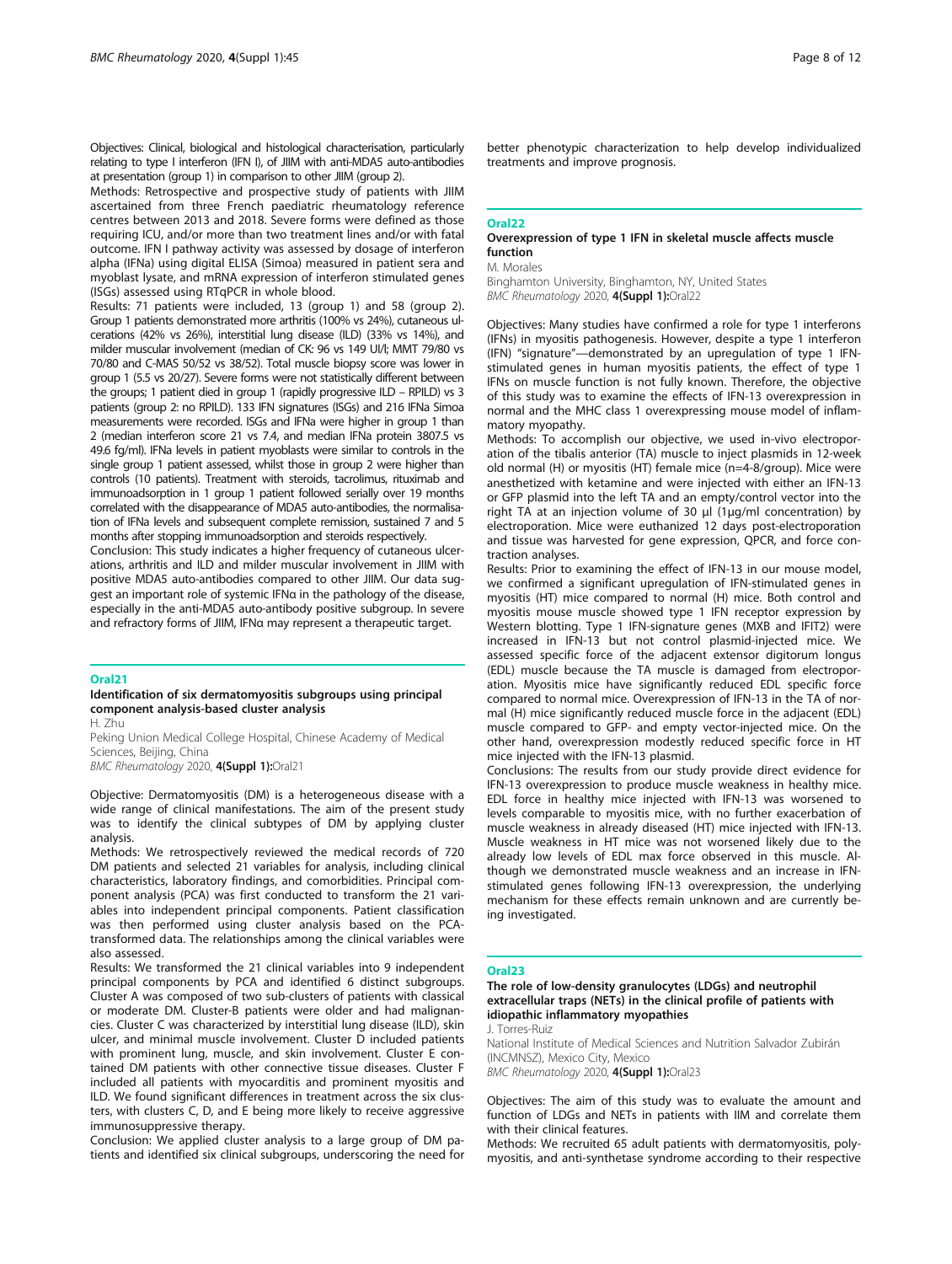Objectives: Clinical, biological and histological characterisation, particularly relating to type I interferon (IFN I), of JIIM with anti-MDA5 auto-antibodies at presentation (group 1) in comparison to other JIIM (group 2).

Methods: Retrospective and prospective study of patients with JIIM ascertained from three French paediatric rheumatology reference centres between 2013 and 2018. Severe forms were defined as those requiring ICU, and/or more than two treatment lines and/or with fatal outcome. IFN I pathway activity was assessed by dosage of interferon alpha (IFNa) using digital ELISA (Simoa) measured in patient sera and myoblast lysate, and mRNA expression of interferon stimulated genes (ISGs) assessed using RTqPCR in whole blood.

Results: 71 patients were included, 13 (group 1) and 58 (group 2). Group 1 patients demonstrated more arthritis (100% vs 24%), cutaneous ulcerations (42% vs 26%), interstitial lung disease (ILD) (33% vs 14%), and milder muscular involvement (median of CK: 96 vs 149 UI/l; MMT 79/80 vs 70/80 and C-MAS 50/52 vs 38/52). Total muscle biopsy score was lower in group 1 (5.5 vs 20/27). Severe forms were not statistically different between the groups; 1 patient died in group 1 (rapidly progressive ILD – RPILD) vs 3 patients (group 2: no RPILD). 133 IFN signatures (ISGs) and 216 IFNa Simoa measurements were recorded. ISGs and IFNa were higher in group 1 than 2 (median interferon score 21 vs 7.4, and median IFNa protein 3807.5 vs 49.6 fg/ml). IFNa levels in patient myoblasts were similar to controls in the single group 1 patient assessed, whilst those in group 2 were higher than controls (10 patients). Treatment with steroids, tacrolimus, rituximab and immunoadsorption in 1 group 1 patient followed serially over 19 months correlated with the disappearance of MDA5 auto-antibodies, the normalisation of IFNa levels and subsequent complete remission, sustained 7 and 5 months after stopping immunoadsorption and steroids respectively.

Conclusion: This study indicates a higher frequency of cutaneous ulcerations, arthritis and ILD and milder muscular involvement in JIIM with positive MDA5 auto-antibodies compared to other JIIM. Our data suggest an important role of systemic IFNα in the pathology of the disease, especially in the anti-MDA5 auto-antibody positive subgroup. In severe and refractory forms of JIIM, IFNα may represent a therapeutic target.

## Oral21

### Identification of six dermatomyositis subgroups using principal component analysis-based cluster analysis

H. Zhu

Peking Union Medical College Hospital, Chinese Academy of Medical Sciences, Beijing, China

*BMC Rheumatology* 2020, **4(Suppl 1):**Oral21

Objective: Dermatomyositis (DM) is a heterogeneous disease with a wide range of clinical manifestations. The aim of the present study was to identify the clinical subtypes of DM by applying cluster analysis.

Methods: We retrospectively reviewed the medical records of 720 DM patients and selected 21 variables for analysis, including clinical characteristics, laboratory findings, and comorbidities. Principal component analysis (PCA) was first conducted to transform the 21 variables into independent principal components. Patient classification was then performed using cluster analysis based on the PCA-transformed data. The relationships among the clinical variables were also assessed.

Results: We transformed the 21 clinical variables into 9 independent principal components by PCA and identified 6 distinct subgroups. Cluster A was composed of two sub-clusters of patients with classical or moderate DM. Cluster-B patients were older and had malignancies. Cluster C was characterized by interstitial lung disease (ILD), skin ulcer, and minimal muscle involvement. Cluster D included patients with prominent lung, muscle, and skin involvement. Cluster E contained DM patients with other connective tissue diseases. Cluster F included all patients with myocarditis and prominent myositis and ILD. We found significant differences in treatment across the six clusters, with clusters C, D, and E being more likely to receive aggressive immunosuppressive therapy.

Conclusion: We applied cluster analysis to a large group of DM patients and identified six clinical subgroups, underscoring the need for better phenotypic characterization to help develop individualized treatments and improve prognosis.

## Oral22

### Overexpression of type 1 IFN in skeletal muscle affects muscle function

M. Morales

Binghamton University, Binghamton, NY, United States

*BMC Rheumatology* 2020, **4(Suppl 1):**Oral22

Objectives: Many studies have confirmed a role for type 1 interferons (IFNs) in myositis pathogenesis. However, despite a type 1 interferon (IFN) "signature"—demonstrated by an upregulation of type 1 IFN-stimulated genes in human myositis patients, the effect of type 1 IFNs on muscle function is not fully known. Therefore, the objective of this study was to examine the effects of IFN-13 overexpression in normal and the MHC class 1 overexpressing mouse model of inflammatory myopathy.

Methods: To accomplish our objective, we used in-vivo electroporation of the tibalis anterior (TA) muscle to inject plasmids in 12-week old normal (H) or myositis (HT) female mice (n=4-8/group). Mice were anesthetized with ketamine and were injected with either an IFN-13 or GFP plasmid into the left TA and an empty/control vector into the right TA at an injection volume of 30 μl (1μg/ml concentration) by electroporation. Mice were euthanized 12 days post-electroporation and tissue was harvested for gene expression, QPCR, and force contraction analyses.

Results: Prior to examining the effect of IFN-13 in our mouse model, we confirmed a significant upregulation of IFN-stimulated genes in myositis (HT) mice compared to normal (H) mice. Both control and myositis mouse muscle showed type 1 IFN receptor expression by Western blotting. Type 1 IFN-signature genes (MXB and IFIT2) were increased in IFN-13 but not control plasmid-injected mice. We assessed specific force of the adjacent extensor digitorum longus (EDL) muscle because the TA muscle is damaged from electroporation. Myositis mice have significantly reduced EDL specific force compared to normal mice. Overexpression of IFN-13 in the TA of normal (H) mice significantly reduced muscle force in the adjacent (EDL) muscle compared to GFP- and empty vector-injected mice. On the other hand, overexpression modestly reduced specific force in HT mice injected with the IFN-13 plasmid.

Conclusions: The results from our study provide direct evidence for IFN-13 overexpression to produce muscle weakness in healthy mice. EDL force in healthy mice injected with IFN-13 was worsened to levels comparable to myositis mice, with no further exacerbation of muscle weakness in already diseased (HT) mice injected with IFN-13. Muscle weakness in HT mice was not worsened likely due to the already low levels of EDL max force observed in this muscle. Although we demonstrated muscle weakness and an increase in IFN-stimulated genes following IFN-13 overexpression, the underlying mechanism for these effects remain unknown and are currently being investigated.

## Oral23

### The role of low-density granulocytes (LDGs) and neutrophil extracellular traps (NETs) in the clinical profile of patients with idiopathic inflammatory myopathies

J. Torres-Ruiz

National Institute of Medical Sciences and Nutrition Salvador Zubirán (INCMNSZ), Mexico City, Mexico

*BMC Rheumatology* 2020, **4(Suppl 1):**Oral23

Objectives: The aim of this study was to evaluate the amount and function of LDGs and NETs in patients with IIM and correlate them with their clinical features.

Methods: We recruited 65 adult patients with dermatomyositis, polymyositis, and anti-synthetase syndrome according to their respective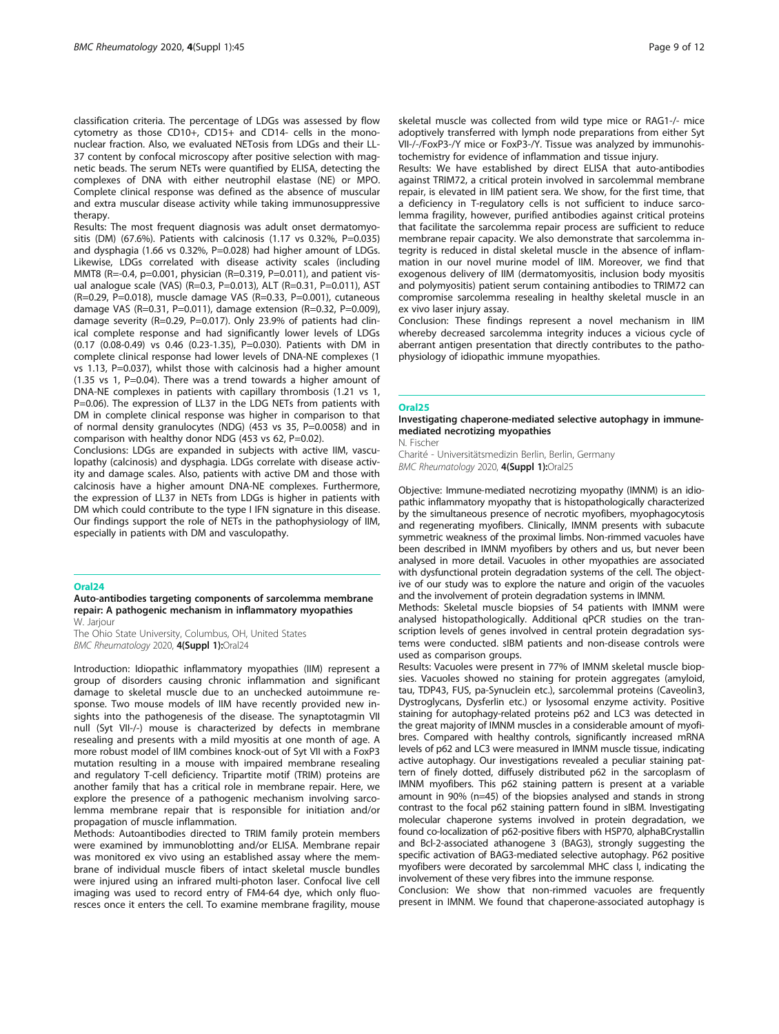classification criteria. The percentage of LDGs was assessed by flow cytometry as those CD10+, CD15+ and CD14- cells in the mononuclear fraction. Also, we evaluated NETosis from LDGs and their LL-37 content by confocal microscopy after positive selection with magnetic beads. The serum NETs were quantified by ELISA, detecting the complexes of DNA with either neutrophil elastase (NE) or MPO. Complete clinical response was defined as the absence of muscular and extra muscular disease activity while taking immunosuppressive therapy.

Results: The most frequent diagnosis was adult onset dermatomyositis (DM) (67.6%). Patients with calcinosis (1.17 vs 0.32%, P=0.035) and dysphagia (1.66 vs 0.32%, P=0.028) had higher amount of LDGs. Likewise, LDGs correlated with disease activity scales (including MMT8 (R=-0.4, p=0.001, physician (R=0.319, P=0.011), and patient visual analogue scale (VAS) (R=0.3, P=0.013), ALT (R=0.31, P=0.011), AST (R=0.29, P=0.018), muscle damage VAS (R=0.33, P=0.001), cutaneous damage VAS (R=0.31, P=0.011), damage extension (R=0.32, P=0.009), damage severity (R=0.29, P=0.017). Only 23.9% of patients had clinical complete response and had significantly lower levels of LDGs (0.17 (0.08-0.49) vs 0.46 (0.23-1.35), P=0.030). Patients with DM in complete clinical response had lower levels of DNA-NE complexes (1 vs 1.13, P=0.037), whilst those with calcinosis had a higher amount (1.35 vs 1, P=0.04). There was a trend towards a higher amount of DNA-NE complexes in patients with capillary thrombosis (1.21 vs 1, P=0.06). The expression of LL37 in the LDG NETs from patients with DM in complete clinical response was higher in comparison to that of normal density granulocytes (NDG) (453 vs 35, P=0.0058) and in comparison with healthy donor NDG (453 vs 62, P=0.02).

Conclusions: LDGs are expanded in subjects with active IIM, vasculopathy (calcinosis) and dysphagia. LDGs correlate with disease activity and damage scales. Also, patients with active DM and those with calcinosis have a higher amount DNA-NE complexes. Furthermore, the expression of LL37 in NETs from LDGs is higher in patients with DM which could contribute to the type I IFN signature in this disease. Our findings support the role of NETs in the pathophysiology of IIM, especially in patients with DM and vasculopathy.

## Oral24

### Auto-antibodies targeting components of sarcolemma membrane repair: A pathogenic mechanism in inflammatory myopathies

W. Jarjour

The Ohio State University, Columbus, OH, United States

*BMC Rheumatology* 2020, **4(Suppl 1):**Oral24

Introduction: Idiopathic inflammatory myopathies (IIM) represent a group of disorders causing chronic inflammation and significant damage to skeletal muscle due to an unchecked autoimmune response. Two mouse models of IIM have recently provided new insights into the pathogenesis of the disease. The synaptotagmin VII null (Syt VII-/-) mouse is characterized by defects in membrane resealing and presents with a mild myositis at one month of age. A more robust model of IIM combines knock-out of Syt VII with a FoxP3 mutation resulting in a mouse with impaired membrane resealing and regulatory T-cell deficiency. Tripartite motif (TRIM) proteins are another family that has a critical role in membrane repair. Here, we explore the presence of a pathogenic mechanism involving sarcolemma membrane repair that is responsible for initiation and/or propagation of muscle inflammation.

Methods: Autoantibodies directed to TRIM family protein members were examined by immunoblotting and/or ELISA. Membrane repair was monitored ex vivo using an established assay where the membrane of individual muscle fibers of intact skeletal muscle bundles were injured using an infrared multi-photon laser. Confocal live cell imaging was used to record entry of FM4-64 dye, which only fluoresces once it enters the cell. To examine membrane fragility, mouse skeletal muscle was collected from wild type mice or RAG1-/- mice adoptively transferred with lymph node preparations from either Syt VII-/-/FoxP3-/Y mice or FoxP3-/Y. Tissue was analyzed by immunohistochemistry for evidence of inflammation and tissue injury.

Results: We have established by direct ELISA that auto-antibodies against TRIM72, a critical protein involved in sarcolemmal membrane repair, is elevated in IIM patient sera. We show, for the first time, that a deficiency in T-regulatory cells is not sufficient to induce sarcolemma fragility, however, purified antibodies against critical proteins that facilitate the sarcolemma repair process are sufficient to reduce membrane repair capacity. We also demonstrate that sarcolemma integrity is reduced in distal skeletal muscle in the absence of inflammation in our novel murine model of IIM. Moreover, we find that exogenous delivery of IIM (dermatomyositis, inclusion body myositis and polymyositis) patient serum containing antibodies to TRIM72 can compromise sarcolemma resealing in healthy skeletal muscle in an ex vivo laser injury assay.

Conclusion: These findings represent a novel mechanism in IIM whereby decreased sarcolemma integrity induces a vicious cycle of aberrant antigen presentation that directly contributes to the pathophysiology of idiopathic immune myopathies.

## Oral25

### Investigating chaperone-mediated selective autophagy in immune-mediated necrotizing myopathies

N. Fischer

Charité - Universitätsmedizin Berlin, Berlin, Germany

*BMC Rheumatology* 2020, **4(Suppl 1):**Oral25

Objective: Immune-mediated necrotizing myopathy (IMNM) is an idiopathic inflammatory myopathy that is histopathologically characterized by the simultaneous presence of necrotic myofibers, myophagocytosis and regenerating myofibers. Clinically, IMNM presents with subacute symmetric weakness of the proximal limbs. Non-rimmed vacuoles have been described in IMNM myofibers by others and us, but never been analysed in more detail. Vacuoles in other myopathies are associated with dysfunctional protein degradation systems of the cell. The objective of our study was to explore the nature and origin of the vacuoles and the involvement of protein degradation systems in IMNM.

Methods: Skeletal muscle biopsies of 54 patients with IMNM were analysed histopathologically. Additional qPCR studies on the transcription levels of genes involved in central protein degradation systems were conducted. sIBM patients and non-disease controls were used as comparison groups.

Results: Vacuoles were present in 77% of IMNM skeletal muscle biopsies. Vacuoles showed no staining for protein aggregates (amyloid, tau, TDP43, FUS, pa-Synuclein etc.), sarcolemmal proteins (Caveolin3, Dystroglycans, Dysferlin etc.) or lysosomal enzyme activity. Positive staining for autophagy-related proteins p62 and LC3 was detected in the great majority of IMNM muscles in a considerable amount of myofibres. Compared with healthy controls, significantly increased mRNA levels of p62 and LC3 were measured in IMNM muscle tissue, indicating active autophagy. Our investigations revealed a peculiar staining pattern of finely dotted, diffusely distributed p62 in the sarcoplasm of IMNM myofibers. This p62 staining pattern is present at a variable amount in 90% (n=45) of the biopsies analysed and stands in strong contrast to the focal p62 staining pattern found in sIBM. Investigating molecular chaperone systems involved in protein degradation, we found co-localization of p62-positive fibers with HSP70, alphaBCrystallin and Bcl-2-associated athanogene 3 (BAG3), strongly suggesting the specific activation of BAG3-mediated selective autophagy. P62 positive myofibers were decorated by sarcolemmal MHC class I, indicating the involvement of these very fibres into the immune response.

Conclusion: We show that non-rimmed vacuoles are frequently present in IMNM. We found that chaperone-associated autophagy is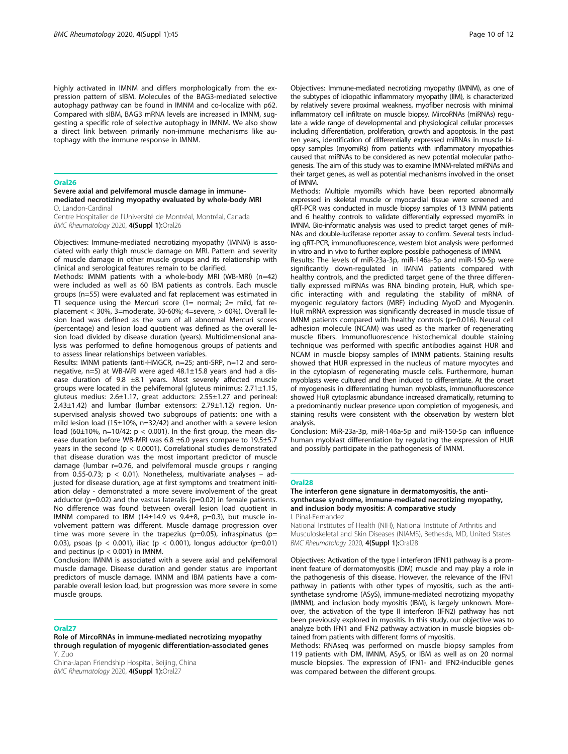highly activated in IMNM and differs morphologically from the expression pattern of sIBM. Molecules of the BAG3-mediated selective autophagy pathway can be found in IMNM and co-localize with p62. Compared with sIBM, BAG3 mRNA levels are increased in IMNM, suggesting a specific role of selective autophagy in IMNM. We also show a direct link between primarily non-immune mechanisms like autophagy with the immune response in IMNM.

## Oral26

### Severe axial and pelvifemoral muscle damage in immune-mediated necrotizing myopathy evaluated by whole-body MRI

O. Landon-Cardinal

Centre Hospitalier de l'Université de Montréal, Montréal, Canada

*BMC Rheumatology* 2020, **4(Suppl 1):**Oral26

Objectives: Immune-mediated necrotizing myopathy (IMNM) is associated with early thigh muscle damage on MRI. Pattern and severity of muscle damage in other muscle groups and its relationship with clinical and serological features remain to be clarified.

Methods: IMNM patients with a whole-body MRI (WB-MRI) (n=42) were included as well as 60 IBM patients as controls. Each muscle groups (n=55) were evaluated and fat replacement was estimated in T1 sequence using the Mercuri score (1= normal; 2= mild, fat replacement < 30%, 3=moderate, 30-60%; 4=severe, > 60%). Overall lesion load was defined as the sum of all abnormal Mercuri scores (percentage) and lesion load quotient was defined as the overall lesion load divided by disease duration (years). Multidimensional analysis was performed to define homogenous groups of patients and to assess linear relationships between variables.

Results: IMNM patients (anti-HMGCR, n=25; anti-SRP, n=12 and seronegative, n=5) at WB-MRI were aged 48.1±15.8 years and had a disease duration of 9.8 ±8.1 years. Most severely affected muscle groups were located in the pelvifemoral (gluteus minimus: 2.71±1.15, gluteus medius: 2.6±1.17, great adductors: 2.55±1.27 and perineal: 2.43±1.42) and lumbar (lumbar extensors: 2.79±1.12) region. Unsupervised analysis showed two subgroups of patients: one with a mild lesion load (15±10%, n=32/42) and another with a severe lesion load (60±10%, n=10/42: $p < 0.001$). In the first group, the mean disease duration before WB-MRI was 6.8 ±6.0 years compare to 19.5±5.7 years in the second ($p < 0.0001$). Correlational studies demonstrated that disease duration was the most important predictor of muscle damage (lumbar r=0.76, and pelvifemoral muscle groups r ranging from 0.55-0.73; $p < 0.01$). Nonetheless, multivariate analyses – adjusted for disease duration, age at first symptoms and treatment initiation delay - demonstrated a more severe involvement of the great adductor (p=0.02) and the vastus lateralis (p=0.02) in female patients. No difference was found between overall lesion load quotient in IMNM compared to IBM (14±14.9 vs 9.4±8, p=0.3), but muscle involvement pattern was different. Muscle damage progression over time was more severe in the trapezius (p=0.05), infraspinatus (p= 0.03), psoas ($p < 0.001$), iliac ($p < 0.001$), longus adductor (p=0.01) and pectinus ($p < 0.001$) in IMNM.

Conclusion: IMNM is associated with a severe axial and pelvifemoral muscle damage. Disease duration and gender status are important predictors of muscle damage. IMNM and IBM patients have a comparable overall lesion load, but progression was more severe in some muscle groups.

## Oral27

### Role of MircoRNAs in immune-mediated necrotizing myopathy through regulation of myogenic differentiation-associated genes

Y. Zuo

China-Japan Friendship Hospital, Beijing, China

*BMC Rheumatology* 2020, **4(Suppl 1):**Oral27

Objectives: Immune-mediated necrotizing myopathy (IMNM), as one of the subtypes of idiopathic inflammatory myopathy (IIM), is characterized by relatively severe proximal weakness, myofiber necrosis with minimal inflammatory cell infiltrate on muscle biopsy. MircoRNAs (miRNAs) regulate a wide range of developmental and physiological cellular processes including differentiation, proliferation, growth and apoptosis. In the past ten years, identification of differentially expressed miRNAs in muscle biopsy samples (myomiRs) from patients with inflammatory myopathies caused that miRNAs to be considered as new potential molecular pathogenesis. The aim of this study was to examine IMNM-related miRNAs and their target genes, as well as potential mechanisms involved in the onset of IMNM.

Methods: Multiple myomiRs which have been reported abnormally expressed in skeletal muscle or myocardial tissue were screened and qRT-PCR was conducted in muscle biopsy samples of 13 IMNM patients and 6 healthy controls to validate differentially expressed myomiRs in IMNM. Bio-informatic analysis was used to predict target genes of miRNAs and double-luciferase reporter assay to confirm. Several tests including qRT-PCR, immunofluorescence, western blot analysis were performed in vitro and in vivo to further explore possible pathogenesis of IMNM.

Results: The levels of miR-23a-3p, miR-146a-5p and miR-150-5p were significantly down-regulated in IMNM patients compared with healthy controls, and the predicted target gene of the three differentially expressed miRNAs was RNA binding protein, HuR, which specific interacting with and regulating the stability of mRNA of myogenic regulatory factors (MRF) including MyoD and Myogenin. HuR mRNA expression was significantly decreased in muscle tissue of IMNM patients compared with healthy controls (p=0.016). Neural cell adhesion molecule (NCAM) was used as the marker of regenerating muscle fibers. Immunofluorescence histochemical double staining technique was performed with specific antibodies against HUR and NCAM in muscle biopsy samples of IMNM patients. Staining results showed that HUR expressed in the nucleus of mature myocytes and in the cytoplasm of regenerating muscle cells. Furthermore, human myoblasts were cultured and then induced to differentiate. At the onset of myogenesis in differentiating human myoblasts, immunofluorescence showed HuR cytoplasmic abundance increased dramatically, returning to a predominantly nuclear presence upon completion of myogenesis, and staining results were consistent with the observation by western blot analysis.

Conclusion: MiR-23a-3p, miR-146a-5p and miR-150-5p can influence human myoblast differentiation by regulating the expression of HUR and possibly participate in the pathogenesis of IMNM.

## Oral28

### The interferon gene signature in dermatomyositis, the anti-synthetase syndrome, immune-mediated necrotizing myopathy, and inclusion body myositis: A comparative study

I. Pinal-Fernandez

National Institutes of Health (NIH), National Institute of Arthritis and Musculoskeletal and Skin Diseases (NIAMS), Bethesda, MD, United States

*BMC Rheumatology* 2020, **4(Suppl 1):**Oral28

Objectives: Activation of the type I interferon (IFN1) pathway is a prominent feature of dermatomyositis (DM) muscle and may play a role in the pathogenesis of this disease. However, the relevance of the IFN1 pathway in patients with other types of myositis, such as the anti-synthetase syndrome (ASyS), immune-mediated necrotizing myopathy (IMNM), and inclusion body myositis (IBM), is largely unknown. Moreover, the activation of the type II interferon (IFN2) pathway has not been previously explored in myositis. In this study, our objective was to analyze both IFN1 and IFN2 pathway activation in muscle biopsies obtained from patients with different forms of myositis.

Methods: RNAseq was performed on muscle biopsy samples from 119 patients with DM, IMNM, ASyS, or IBM as well as on 20 normal muscle biopsies. The expression of IFN1- and IFN2-inducible genes was compared between the different groups.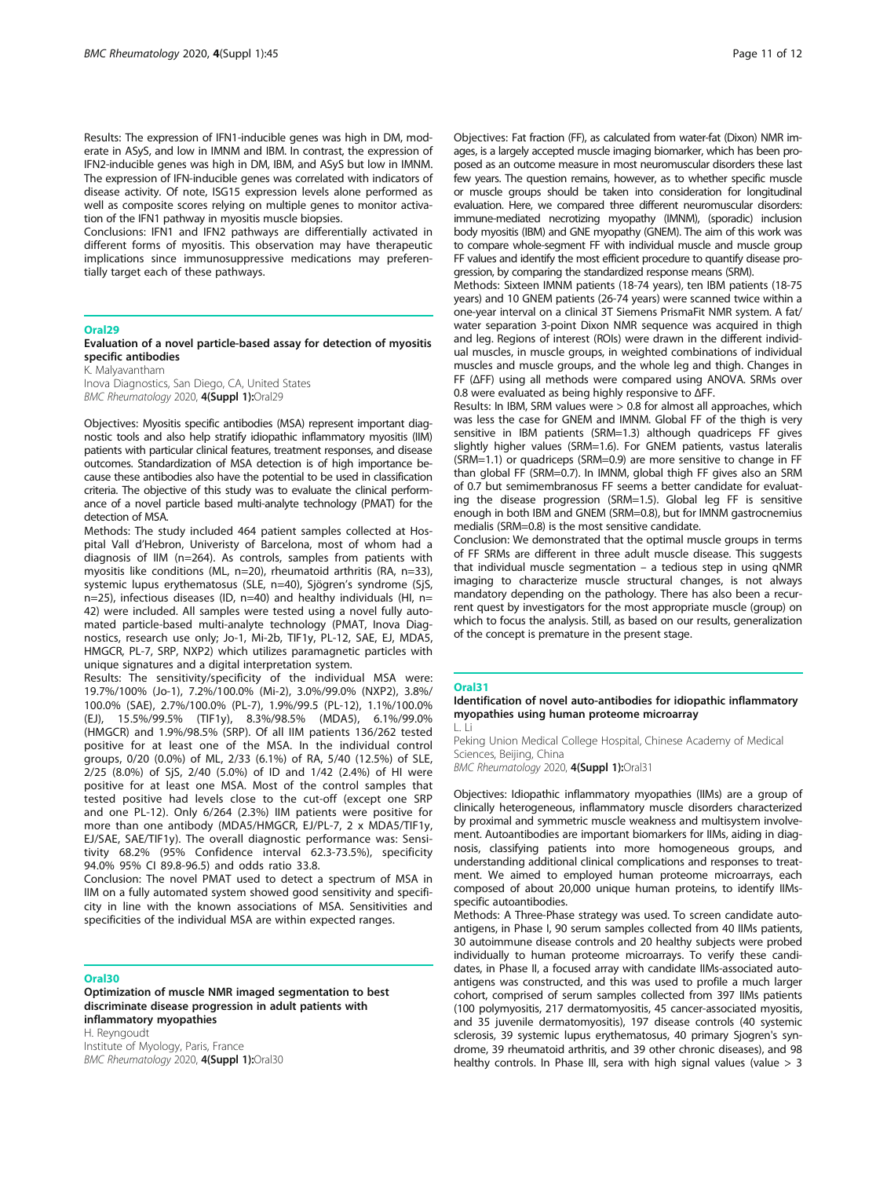Results: The expression of IFN1-inducible genes was high in DM, moderate in ASyS, and low in IMNM and IBM. In contrast, the expression of IFN2-inducible genes was high in DM, IBM, and ASyS but low in IMNM. The expression of IFN-inducible genes was correlated with indicators of disease activity. Of note, ISG15 expression levels alone performed as well as composite scores relying on multiple genes to monitor activation of the IFN1 pathway in myositis muscle biopsies.

Conclusions: IFN1 and IFN2 pathways are differentially activated in different forms of myositis. This observation may have therapeutic implications since immunosuppressive medications may preferentially target each of these pathways.

## Oral29

### Evaluation of a novel particle-based assay for detection of myositis specific antibodies

K. Malyavantham

Inova Diagnostics, San Diego, CA, United States

*BMC Rheumatology* 2020, **4(Suppl 1):**Oral29

Objectives: Myositis specific antibodies (MSA) represent important diagnostic tools and also help stratify idiopathic inflammatory myositis (IIM) patients with particular clinical features, treatment responses, and disease outcomes. Standardization of MSA detection is of high importance because these antibodies also have the potential to be used in classification criteria. The objective of this study was to evaluate the clinical performance of a novel particle based multi-analyte technology (PMAT) for the detection of MSA.

Methods: The study included 464 patient samples collected at Hospital Vall d'Hebron, Univeristy of Barcelona, most of whom had a diagnosis of IIM (n=264). As controls, samples from patients with myositis like conditions (ML, n=20), rheumatoid arthritis (RA, n=33), systemic lupus erythematosus (SLE, n=40), Sjögren's syndrome (SjS, n=25), infectious diseases (ID, n=40) and healthy individuals (HI, n=42) were included. All samples were tested using a novel fully automated particle-based multi-analyte technology (PMAT, Inova Diagnostics, research use only; Jo-1, Mi-2b, TIF1y, PL-12, SAE, EJ, MDA5, HMGCR, PL-7, SRP, NXP2) which utilizes paramagnetic particles with unique signatures and a digital interpretation system.

Results: The sensitivity/specificity of the individual MSA were: 19.7%/100% (Jo-1), 7.2%/100.0% (Mi-2), 3.0%/99.0% (NXP2), 3.8%/100.0% (SAE), 2.7%/100.0% (PL-7), 1.9%/99.5 (PL-12), 1.1%/100.0% (EJ), 15.5%/99.5% (TIF1y), 8.3%/98.5% (MDA5), 6.1%/99.0% (HMGCR) and 1.9%/98.5% (SRP). Of all IIM patients 136/262 tested positive for at least one of the MSA. In the individual control groups, 0/20 (0.0%) of ML, 2/33 (6.1%) of RA, 5/40 (12.5%) of SLE, 2/25 (8.0%) of SjS, 2/40 (5.0%) of ID and 1/42 (2.4%) of HI were positive for at least one MSA. Most of the control samples that tested positive had levels close to the cut-off (except one SRP and one PL-12). Only 6/264 (2.3%) IIM patients were positive for more than one antibody (MDA5/HMGCR, EJ/PL-7, 2 x MDA5/TIF1y, EJ/SAE, SAE/TIF1y). The overall diagnostic performance was: Sensitivity 68.2% (95% Confidence interval 62.3-73.5%), specificity 94.0% 95% CI 89.8-96.5) and odds ratio 33.8.

Conclusion: The novel PMAT used to detect a spectrum of MSA in IIM on a fully automated system showed good sensitivity and specificity in line with the known associations of MSA. Sensitivities and specificities of the individual MSA are within expected ranges.

## Oral30

### Optimization of muscle NMR imaged segmentation to best discriminate disease progression in adult patients with inflammatory myopathies

H. Reyngoudt

Institute of Myology, Paris, France

*BMC Rheumatology* 2020, **4(Suppl 1):**Oral30

Objectives: Fat fraction (FF), as calculated from water-fat (Dixon) NMR images, is a largely accepted muscle imaging biomarker, which has been proposed as an outcome measure in most neuromuscular disorders these last few years. The question remains, however, as to whether specific muscle or muscle groups should be taken into consideration for longitudinal evaluation. Here, we compared three different neuromuscular disorders: immune-mediated necrotizing myopathy (IMNM), (sporadic) inclusion body myositis (IBM) and GNE myopathy (GNEM). The aim of this work was to compare whole-segment FF with individual muscle and muscle group FF values and identify the most efficient procedure to quantify disease progression, by comparing the standardized response means (SRM).

Methods: Sixteen IMNM patients (18-74 years), ten IBM patients (18-75 years) and 10 GNEM patients (26-74 years) were scanned twice within a one-year interval on a clinical 3T Siemens PrismaFit NMR system. A fat/water separation 3-point Dixon NMR sequence was acquired in thigh and leg. Regions of interest (ROIs) were drawn in the different individual muscles, in muscle groups, in weighted combinations of individual muscles and muscle groups, and the whole leg and thigh. Changes in FF (ΔFF) using all methods were compared using ANOVA. SRMs over 0.8 were evaluated as being highly responsive to ΔFF.

Results: In IBM, SRM values were > 0.8 for almost all approaches, which was less the case for GNEM and IMNM. Global FF of the thigh is very sensitive in IBM patients (SRM=1.3) although quadriceps FF gives slightly higher values (SRM=1.6). For GNEM patients, vastus lateralis (SRM=1.1) or quadriceps (SRM=0.9) are more sensitive to change in FF than global FF (SRM=0.7). In IMNM, global thigh FF gives also an SRM of 0.7 but semimembranosus FF seems a better candidate for evaluating the disease progression (SRM=1.5). Global leg FF is sensitive enough in both IBM and GNEM (SRM=0.8), but for IMNM gastrocnemius medialis (SRM=0.8) is the most sensitive candidate.

Conclusion: We demonstrated that the optimal muscle groups in terms of FF SRMs are different in three adult muscle disease. This suggests that individual muscle segmentation – a tedious step in using qNMR imaging to characterize muscle structural changes, is not always mandatory depending on the pathology. There has also been a recurrent quest by investigators for the most appropriate muscle (group) on which to focus the analysis. Still, as based on our results, generalization of the concept is premature in the present stage.

## Oral31

### Identification of novel auto-antibodies for idiopathic inflammatory myopathies using human proteome microarray

L. Li

Peking Union Medical College Hospital, Chinese Academy of Medical Sciences, Beijing, China

*BMC Rheumatology* 2020, **4(Suppl 1):**Oral31

Objectives: Idiopathic inflammatory myopathies (IIMs) are a group of clinically heterogeneous, inflammatory muscle disorders characterized by proximal and symmetric muscle weakness and multisystem involvement. Autoantibodies are important biomarkers for IIMs, aiding in diagnosis, classifying patients into more homogeneous groups, and understanding additional clinical complications and responses to treatment. We aimed to employed human proteome microarrays, each composed of about 20,000 unique human proteins, to identify IIMs-specific autoantibodies.

Methods: A Three-Phase strategy was used. To screen candidate autoantigens, in Phase I, 90 serum samples collected from 40 IIMs patients, 30 autoimmune disease controls and 20 healthy subjects were probed individually to human proteome microarrays. To verify these candidates, in Phase II, a focused array with candidate IIMs-associated autoantigens was constructed, and this was used to profile a much larger cohort, comprised of serum samples collected from 397 IIMs patients (100 polymyositis, 217 dermatomyositis, 45 cancer-associated myositis, and 35 juvenile dermatomyositis), 197 disease controls (40 systemic sclerosis, 39 systemic lupus erythematosus, 40 primary Sjogren's syndrome, 39 rheumatoid arthritis, and 39 other chronic diseases), and 98 healthy controls. In Phase III, sera with high signal values (value > 3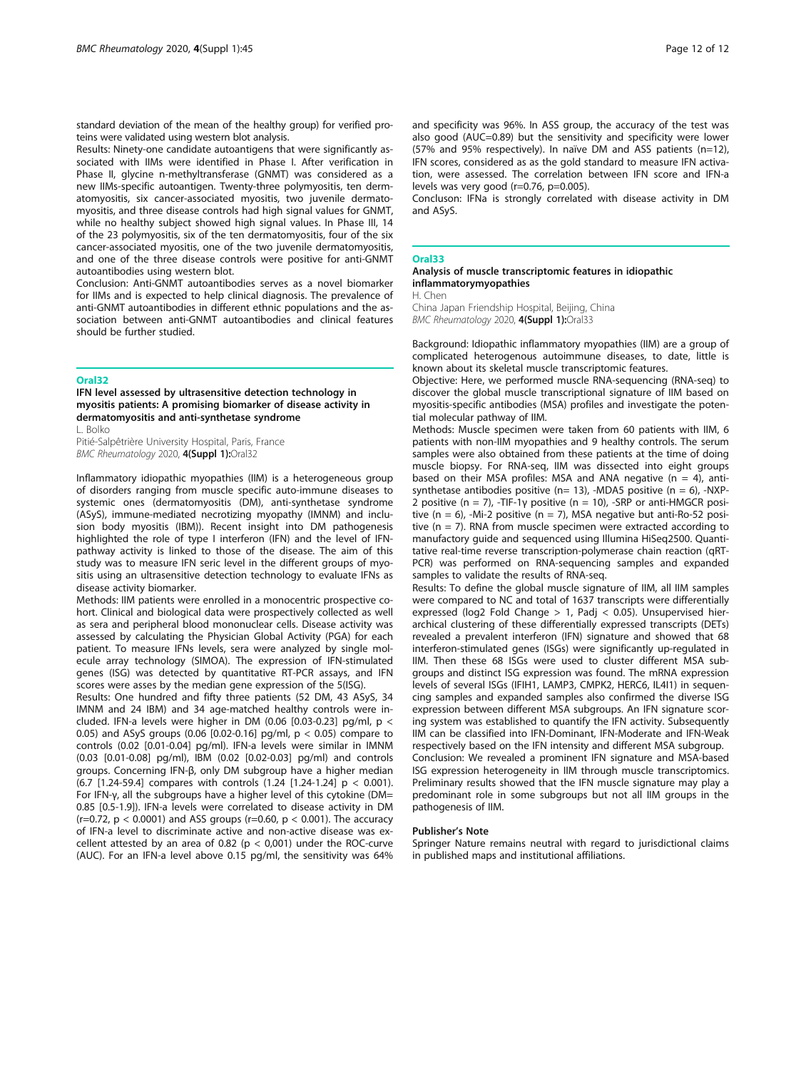standard deviation of the mean of the healthy group) for verified proteins were validated using western blot analysis.

Results: Ninety-one candidate autoantigens that were significantly associated with IIMs were identified in Phase I. After verification in Phase II, glycine n-methyltransferase (GNMT) was considered as a new IIMs-specific autoantigen. Twenty-three polymyositis, ten dermatomyositis, six cancer-associated myositis, two juvenile dermatomyositis, and three disease controls had high signal values for GNMT, while no healthy subject showed high signal values. In Phase III, 14 of the 23 polymyositis, six of the ten dermatomyositis, four of the six cancer-associated myositis, one of the two juvenile dermatomyositis, and one of the three disease controls were positive for anti-GNMT autoantibodies using western blot.

Conclusion: Anti-GNMT autoantibodies serves as a novel biomarker for IIMs and is expected to help clinical diagnosis. The prevalence of anti-GNMT autoantibodies in different ethnic populations and the association between anti-GNMT autoantibodies and clinical features should be further studied.

## Oral32

### IFN level assessed by ultrasensitive detection technology in myositis patients: A promising biomarker of disease activity in dermatomyositis and anti-synthetase syndrome

L. Bolko

Pitié-Salpêtrière University Hospital, Paris, France

*BMC Rheumatology* 2020, **4(Suppl 1):**Oral32

Inflammatory idiopathic myopathies (IIM) is a heterogeneous group of disorders ranging from muscle specific auto-immune diseases to systemic ones (dermatomyositis (DM), anti-synthetase syndrome (ASyS), immune-mediated necrotizing myopathy (IMNM) and inclusion body myositis (IBM)). Recent insight into DM pathogenesis highlighted the role of type I interferon (IFN) and the level of IFN-pathway activity is linked to those of the disease. The aim of this study was to measure IFN seric level in the different groups of myositis using an ultrasensitive detection technology to evaluate IFNs as disease activity biomarker.

Methods: IIM patients were enrolled in a monocentric prospective cohort. Clinical and biological data were prospectively collected as well as sera and peripheral blood mononuclear cells. Disease activity was assessed by calculating the Physician Global Activity (PGA) for each patient. To measure IFNs levels, sera were analyzed by single molecule array technology (SIMOA). The expression of IFN-stimulated genes (ISG) was detected by quantitative RT-PCR assays, and IFN scores were asses by the median gene expression of the 5(ISG).

Results: One hundred and fifty three patients (52 DM, 43 ASyS, 34 IMNM and 24 IBM) and 34 age-matched healthy controls were included. IFN-a levels were higher in DM (0.06 [0.03-0.23] pg/ml, $p < 0.05$) and ASyS groups (0.06 [0.02-0.16] pg/ml, $p < 0.05$) compare to controls (0.02 [0.01-0.04] pg/ml). IFN-a levels were similar in IMNM (0.03 [0.01-0.08] pg/ml), IBM (0.02 [0.02-0.03] pg/ml) and controls groups. Concerning IFN-β, only DM subgroup have a higher median (6.7 [1.24-59.4] compares with controls (1.24 [1.24-1.24] $p < 0.001$). For IFN-γ, all the subgroups have a higher level of this cytokine (DM= 0.85 [0.5-1.9]). IFN-a levels were correlated to disease activity in DM ($r=0.72$, $p < 0.0001$) and ASS groups ($r=0.60$, $p < 0.001$). The accuracy of IFN-a level to discriminate active and non-active disease was excellent attested by an area of 0.82 ($p < 0,001$) under the ROC-curve (AUC). For an IFN-a level above 0.15 pg/ml, the sensitivity was 64% and specificity was 96%. In ASS group, the accuracy of the test was also good (AUC=0.89) but the sensitivity and specificity were lower (57% and 95% respectively). In naïve DM and ASS patients (n=12), IFN scores, considered as the gold standard to measure IFN activation, were assessed. The correlation between IFN score and IFN-a levels was very good ($r=0.76$, $p=0.005$).

Concluson: IFNa is strongly correlated with disease activity in DM and ASyS.

## Oral33

### Analysis of muscle transcriptomic features in idiopathic inflammatorymyopathies

H. Chen

China Japan Friendship Hospital, Beijing, China

*BMC Rheumatology* 2020, **4(Suppl 1):**Oral33

Background: Idiopathic inflammatory myopathies (IIM) are a group of complicated heterogenous autoimmune diseases, to date, little is known about its skeletal muscle transcriptomic features.

Objective: Here, we performed muscle RNA-sequencing (RNA-seq) to discover the global muscle transcriptional signature of IIM based on myositis-specific antibodies (MSA) profiles and investigate the potential molecular pathway of IIM.

Methods: Muscle specimen were taken from 60 patients with IIM, 6 patients with non-IIM myopathies and 9 healthy controls. The serum samples were also obtained from these patients at the time of doing muscle biopsy. For RNA-seq, IIM was dissected into eight groups based on their MSA profiles: MSA and ANA negative (n = 4), anti-synthetase antibodies positive (n= 13), -MDA5 positive (n = 6), -NXP-2 positive (n = 7), -TIF-1γ positive (n = 10), -SRP or anti-HMGCR positive (n = 6), -Mi-2 positive (n = 7), MSA negative but anti-Ro-52 positive (n = 7). RNA from muscle specimen were extracted according to manufactory guide and sequenced using Illumina HiSeq2500. Quantitative real-time reverse transcription-polymerase chain reaction (qRT-PCR) was performed on RNA-sequencing samples and expanded samples to validate the results of RNA-seq.

Results: To define the global muscle signature of IIM, all IIM samples were compared to NC and total of 1637 transcripts were differentially expressed (log2 Fold Change > 1, Padj < 0.05). Unsupervised hierarchical clustering of these differentially expressed transcripts (DETs) revealed a prevalent interferon (IFN) signature and showed that 68 interferon-stimulated genes (ISGs) were significantly up-regulated in IIM. Then these 68 ISGs were used to cluster different MSA subgroups and distinct ISG expression was found. The mRNA expression levels of several ISGs (IFIH1, LAMP3, CMPK2, HERC6, IL4I1) in sequencing samples and expanded samples also confirmed the diverse ISG expression between different MSA subgroups. An IFN signature scoring system was established to quantify the IFN activity. Subsequently IIM can be classified into IFN-Dominant, IFN-Moderate and IFN-Weak respectively based on the IFN intensity and different MSA subgroup.

Conclusion: We revealed a prominent IFN signature and MSA-based ISG expression heterogeneity in IIM through muscle transcriptomics. Preliminary results showed that the IFN muscle signature may play a predominant role in some subgroups but not all IIM groups in the pathogenesis of IIM.

#### Publisher's Note

Springer Nature remains neutral with regard to jurisdictional claims in published maps and institutional affiliations.